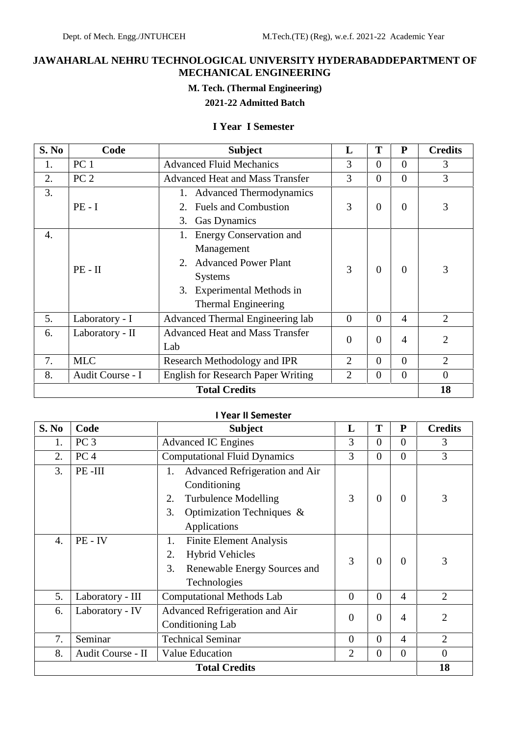**JAWAHARLAL NEHRU TECHNOLOGICAL UNIVERSITY HYDERABADDEPARTMENT OF MECHANICAL ENGINEERING**

**M. Tech. (Thermal Engineering)**

**2021-22 Admitted Batch**

### I Year I Semester

| S. No | Code | Subject | L | T | P | Credits |
|---|---|---|---|---|---|---|
| 1. | PC 1 | Advanced Fluid Mechanics | 3 | 0 | 0 | 3 |
| 2. | PC 2 | Advanced Heat and Mass Transfer | 3 | 0 | 0 | 3 |
| 3. | PE - I | 1. Advanced Thermodynamics<br>2. Fuels and Combustion<br>3. Gas Dynamics | 3 | 0 | 0 | 3 |
| 4. | PE - II | 1. Energy Conservation and Management<br>2. Advanced Power Plant Systems<br>3. Experimental Methods in Thermal Engineering | 3 | 0 | 0 | 3 |
| 5. | Laboratory - I | Advanced Thermal Engineering lab | 0 | 0 | 4 | 2 |
| 6. | Laboratory - II | Advanced Heat and Mass Transfer Lab | 0 | 0 | 4 | 2 |
| 7. | MLC | Research Methodology and IPR | 2 | 0 | 0 | 2 |
| 8. | Audit Course - I | English for Research Paper Writing | 2 | 0 | 0 | 0 |
| **Total Credits** | | | | | | **18** |

### I Year II Semester

| S. No | Code | Subject | L | T | P | Credits |
|---|---|---|---|---|---|---|
| 1. | PC 3 | Advanced IC Engines | 3 | 0 | 0 | 3 |
| 2. | PC 4 | Computational Fluid Dynamics | 3 | 0 | 0 | 3 |
| 3. | PE -III | 1. Advanced Refrigeration and Air Conditioning<br>2. Turbulence Modelling<br>3. Optimization Techniques & Applications | 3 | 0 | 0 | 3 |
| 4. | PE - IV | 1. Finite Element Analysis<br>2. Hybrid Vehicles<br>3. Renewable Energy Sources and Technologies | 3 | 0 | 0 | 3 |
| 5. | Laboratory - III | Computational Methods Lab | 0 | 0 | 4 | 2 |
| 6. | Laboratory - IV | Advanced Refrigeration and Air Conditioning Lab | 0 | 0 | 4 | 2 |
| 7. | Seminar | Technical Seminar | 0 | 0 | 4 | 2 |
| 8. | Audit Course - II | Value Education | 2 | 0 | 0 | 0 |
| **Total Credits** | | | | | | **18** |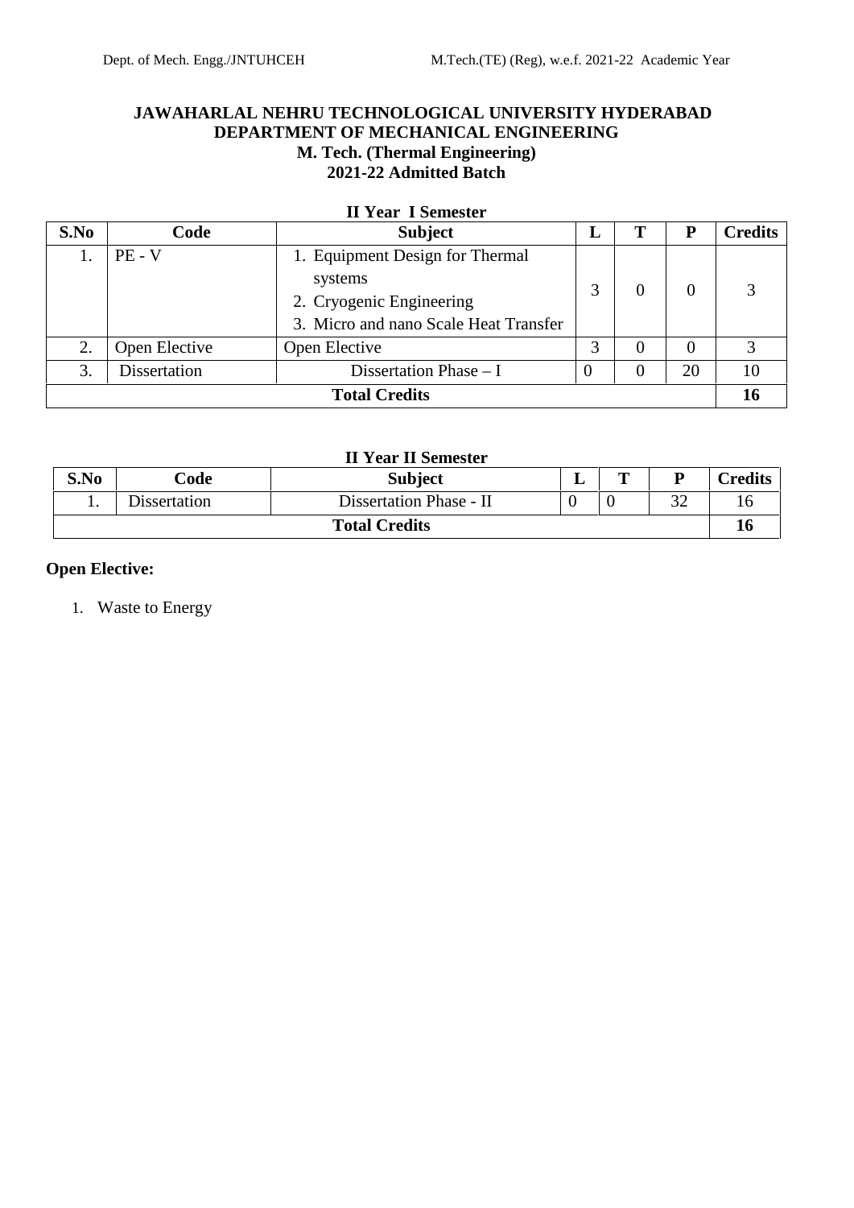**JAWAHARLAL NEHRU TECHNOLOGICAL UNIVERSITY HYDERABAD**
**DEPARTMENT OF MECHANICAL ENGINEERING**
**M. Tech. (Thermal Engineering)**
**2021-22 Admitted Batch**

**II Year I Semester**

| S.No | Code | Subject | L | T | P | Credits |
|---|---|---|---|---|---|---|
| 1. | PE - V | 1. Equipment Design for Thermal systems<br>2. Cryogenic Engineering<br>3. Micro and nano Scale Heat Transfer | 3 | 0 | 0 | 3 |
| 2. | Open Elective | Open Elective | 3 | 0 | 0 | 3 |
| 3. | Dissertation | Dissertation Phase – I | 0 | 0 | 20 | 10 |
| **Total Credits** | | | | | | **16** |

**II Year II Semester**

| S.No | Code | Subject | L | T | P | Credits |
|---|---|---|---|---|---|---|
| 1. | Dissertation | Dissertation Phase - II | 0 | 0 | 32 | 16 |
| **Total Credits** | | | | | | **16** |

**Open Elective:**

1. Waste to Energy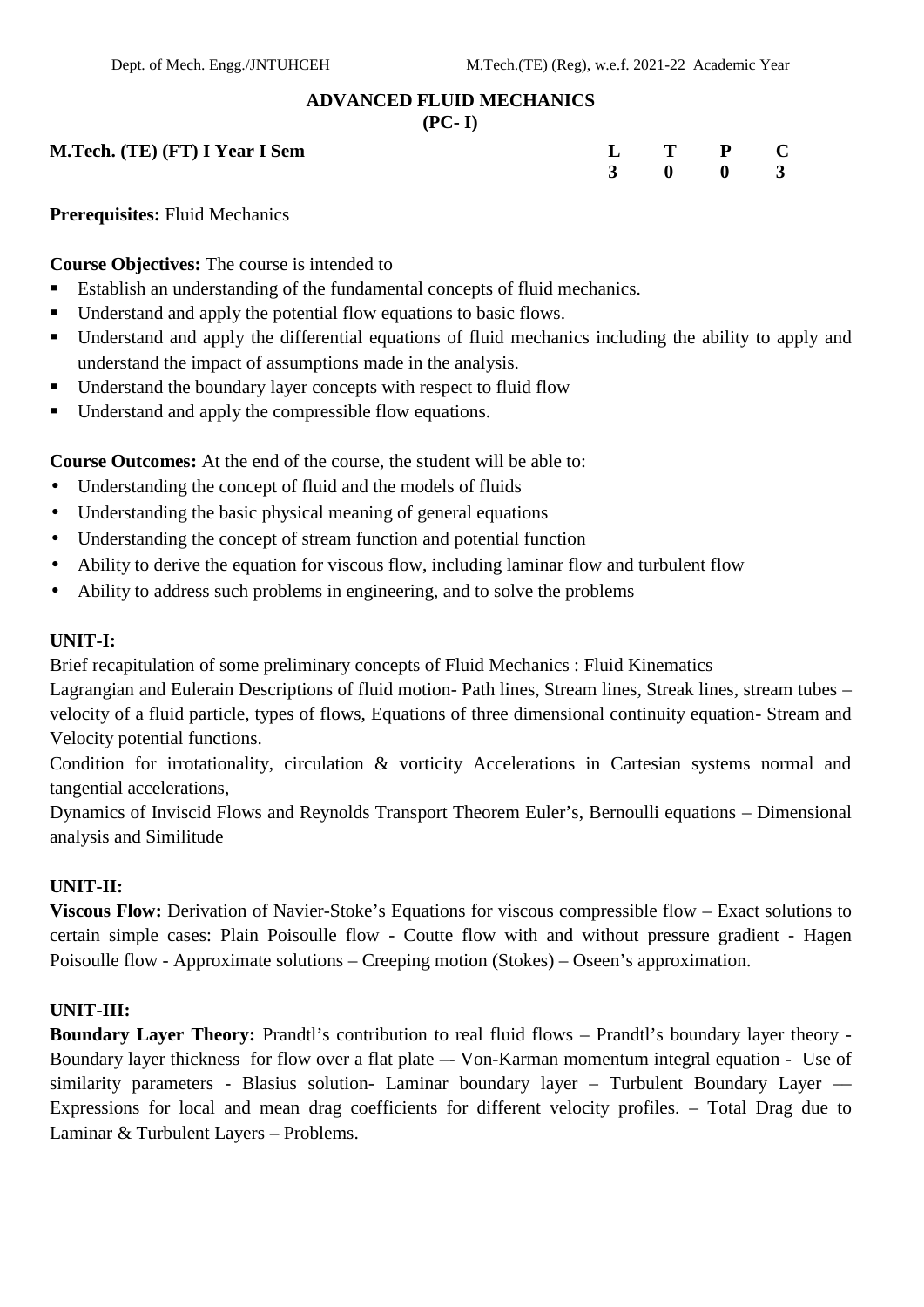## ADVANCED FLUID MECHANICS
**(PC- I)**

| **M.Tech. (TE) (FT) I Year I Sem** | **L** | **T** | **P** | **C** |
|---|---|---|---|---|
| | **3** | **0** | **0** | **3** |

**Prerequisites:** Fluid Mechanics

**Course Objectives:** The course is intended to

- Establish an understanding of the fundamental concepts of fluid mechanics.
- Understand and apply the potential flow equations to basic flows.
- Understand and apply the differential equations of fluid mechanics including the ability to apply and understand the impact of assumptions made in the analysis.
- Understand the boundary layer concepts with respect to fluid flow
- Understand and apply the compressible flow equations.

**Course Outcomes:** At the end of the course, the student will be able to:

- Understanding the concept of fluid and the models of fluids
- Understanding the basic physical meaning of general equations
- Understanding the concept of stream function and potential function
- Ability to derive the equation for viscous flow, including laminar flow and turbulent flow
- Ability to address such problems in engineering, and to solve the problems

**UNIT-I:**

Brief recapitulation of some preliminary concepts of Fluid Mechanics : Fluid Kinematics

Lagrangian and Eulerain Descriptions of fluid motion- Path lines, Stream lines, Streak lines, stream tubes – velocity of a fluid particle, types of flows, Equations of three dimensional continuity equation- Stream and Velocity potential functions.

Condition for irrotationality, circulation & vorticity Accelerations in Cartesian systems normal and tangential accelerations,

Dynamics of Inviscid Flows and Reynolds Transport Theorem Euler's, Bernoulli equations – Dimensional analysis and Similitude

**UNIT-II:**

**Viscous Flow:** Derivation of Navier-Stoke's Equations for viscous compressible flow – Exact solutions to certain simple cases: Plain Poisoulle flow - Coutte flow with and without pressure gradient - Hagen Poisoulle flow - Approximate solutions – Creeping motion (Stokes) – Oseen's approximation.

**UNIT-III:**

**Boundary Layer Theory:** Prandtl's contribution to real fluid flows – Prandtl's boundary layer theory - Boundary layer thickness for flow over a flat plate –- Von-Karman momentum integral equation - Use of similarity parameters - Blasius solution- Laminar boundary layer – Turbulent Boundary Layer –– Expressions for local and mean drag coefficients for different velocity profiles. – Total Drag due to Laminar & Turbulent Layers – Problems.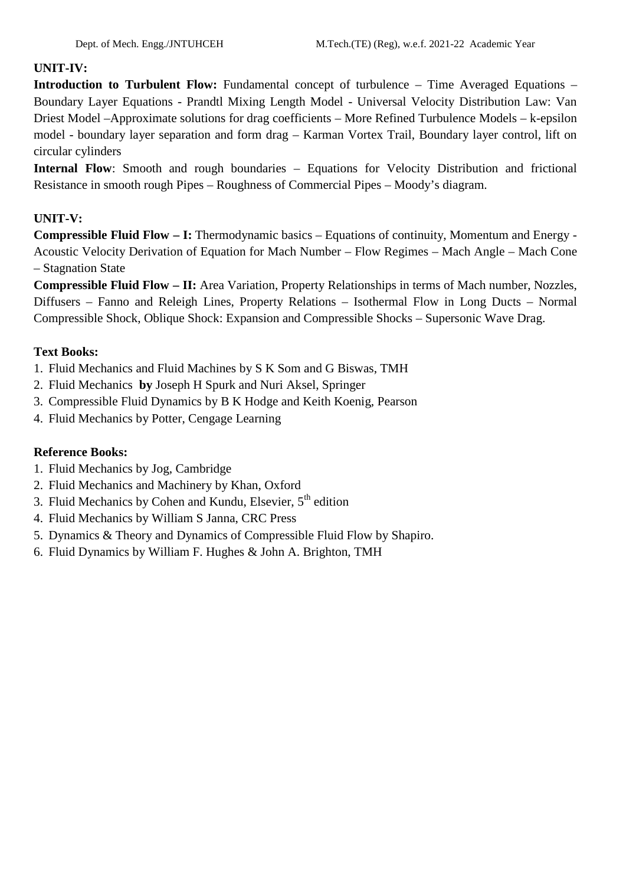**UNIT-IV:**

**Introduction to Turbulent Flow:** Fundamental concept of turbulence – Time Averaged Equations – Boundary Layer Equations - Prandtl Mixing Length Model - Universal Velocity Distribution Law: Van Driest Model –Approximate solutions for drag coefficients – More Refined Turbulence Models – k-epsilon model - boundary layer separation and form drag – Karman Vortex Trail, Boundary layer control, lift on circular cylinders

**Internal Flow**: Smooth and rough boundaries – Equations for Velocity Distribution and frictional Resistance in smooth rough Pipes – Roughness of Commercial Pipes – Moody's diagram.

**UNIT-V:**

**Compressible Fluid Flow – I:** Thermodynamic basics – Equations of continuity, Momentum and Energy - Acoustic Velocity Derivation of Equation for Mach Number – Flow Regimes – Mach Angle – Mach Cone – Stagnation State

**Compressible Fluid Flow – II:** Area Variation, Property Relationships in terms of Mach number, Nozzles, Diffusers – Fanno and Releigh Lines, Property Relations – Isothermal Flow in Long Ducts – Normal Compressible Shock, Oblique Shock: Expansion and Compressible Shocks – Supersonic Wave Drag.

**Text Books:**

1. Fluid Mechanics and Fluid Machines by S K Som and G Biswas, TMH
2. Fluid Mechanics **by** Joseph H Spurk and Nuri Aksel, Springer
3. Compressible Fluid Dynamics by B K Hodge and Keith Koenig, Pearson
4. Fluid Mechanics by Potter, Cengage Learning

**Reference Books:**

1. Fluid Mechanics by Jog, Cambridge
2. Fluid Mechanics and Machinery by Khan, Oxford
3. Fluid Mechanics by Cohen and Kundu, Elsevier, 5th edition
4. Fluid Mechanics by William S Janna, CRC Press
5. Dynamics & Theory and Dynamics of Compressible Fluid Flow by Shapiro.
6. Fluid Dynamics by William F. Hughes & John A. Brighton, TMH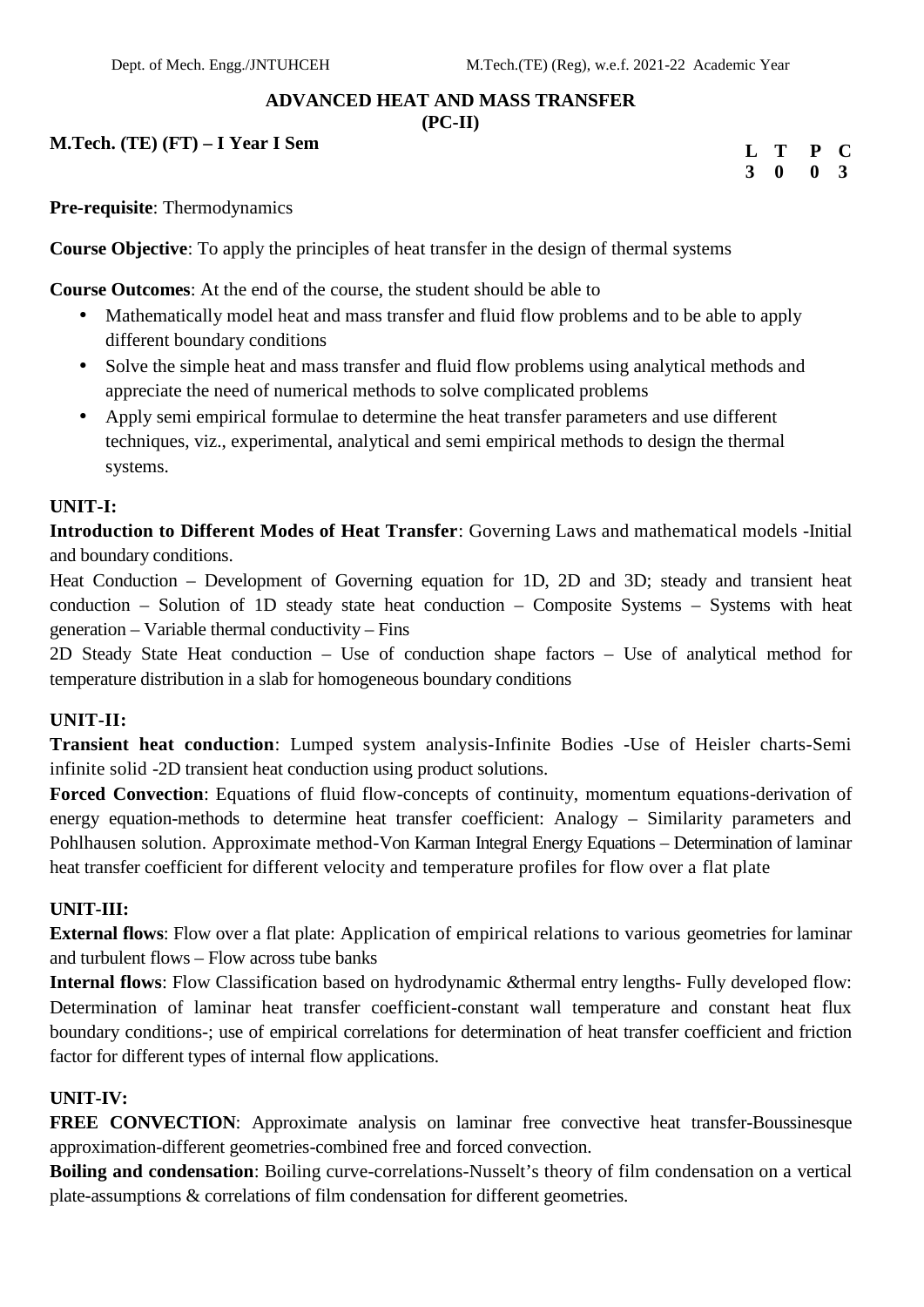## ADVANCED HEAT AND MASS TRANSFER
## (PC-II)

**M.Tech. (TE) (FT) – I Year I Sem**

| L | T | P | C |
|---|---|---|---|
| 3 | 0 | 0 | 3 |

**Pre-requisite**: Thermodynamics

**Course Objective**: To apply the principles of heat transfer in the design of thermal systems

**Course Outcomes**: At the end of the course, the student should be able to

- Mathematically model heat and mass transfer and fluid flow problems and to be able to apply different boundary conditions
- Solve the simple heat and mass transfer and fluid flow problems using analytical methods and appreciate the need of numerical methods to solve complicated problems
- Apply semi empirical formulae to determine the heat transfer parameters and use different techniques, viz., experimental, analytical and semi empirical methods to design the thermal systems.

### UNIT-I:

**Introduction to Different Modes of Heat Transfer**: Governing Laws and mathematical models -Initial and boundary conditions.

Heat Conduction – Development of Governing equation for 1D, 2D and 3D; steady and transient heat conduction – Solution of 1D steady state heat conduction – Composite Systems – Systems with heat generation – Variable thermal conductivity – Fins

2D Steady State Heat conduction – Use of conduction shape factors – Use of analytical method for temperature distribution in a slab for homogeneous boundary conditions

### UNIT-II:

**Transient heat conduction**: Lumped system analysis-Infinite Bodies -Use of Heisler charts-Semi infinite solid -2D transient heat conduction using product solutions.

**Forced Convection**: Equations of fluid flow-concepts of continuity, momentum equations-derivation of energy equation-methods to determine heat transfer coefficient: Analogy – Similarity parameters and Pohlhausen solution. Approximate method-Von Karman Integral Energy Equations – Determination of laminar heat transfer coefficient for different velocity and temperature profiles for flow over a flat plate

### UNIT-III:

**External flows**: Flow over a flat plate: Application of empirical relations to various geometries for laminar and turbulent flows – Flow across tube banks

**Internal flows**: Flow Classification based on hydrodynamic &thermal entry lengths- Fully developed flow: Determination of laminar heat transfer coefficient-constant wall temperature and constant heat flux boundary conditions-; use of empirical correlations for determination of heat transfer coefficient and friction factor for different types of internal flow applications.

### UNIT-IV:

**FREE CONVECTION**: Approximate analysis on laminar free convective heat transfer-Boussinesque approximation-different geometries-combined free and forced convection.

**Boiling and condensation**: Boiling curve-correlations-Nusselt's theory of film condensation on a vertical plate-assumptions & correlations of film condensation for different geometries.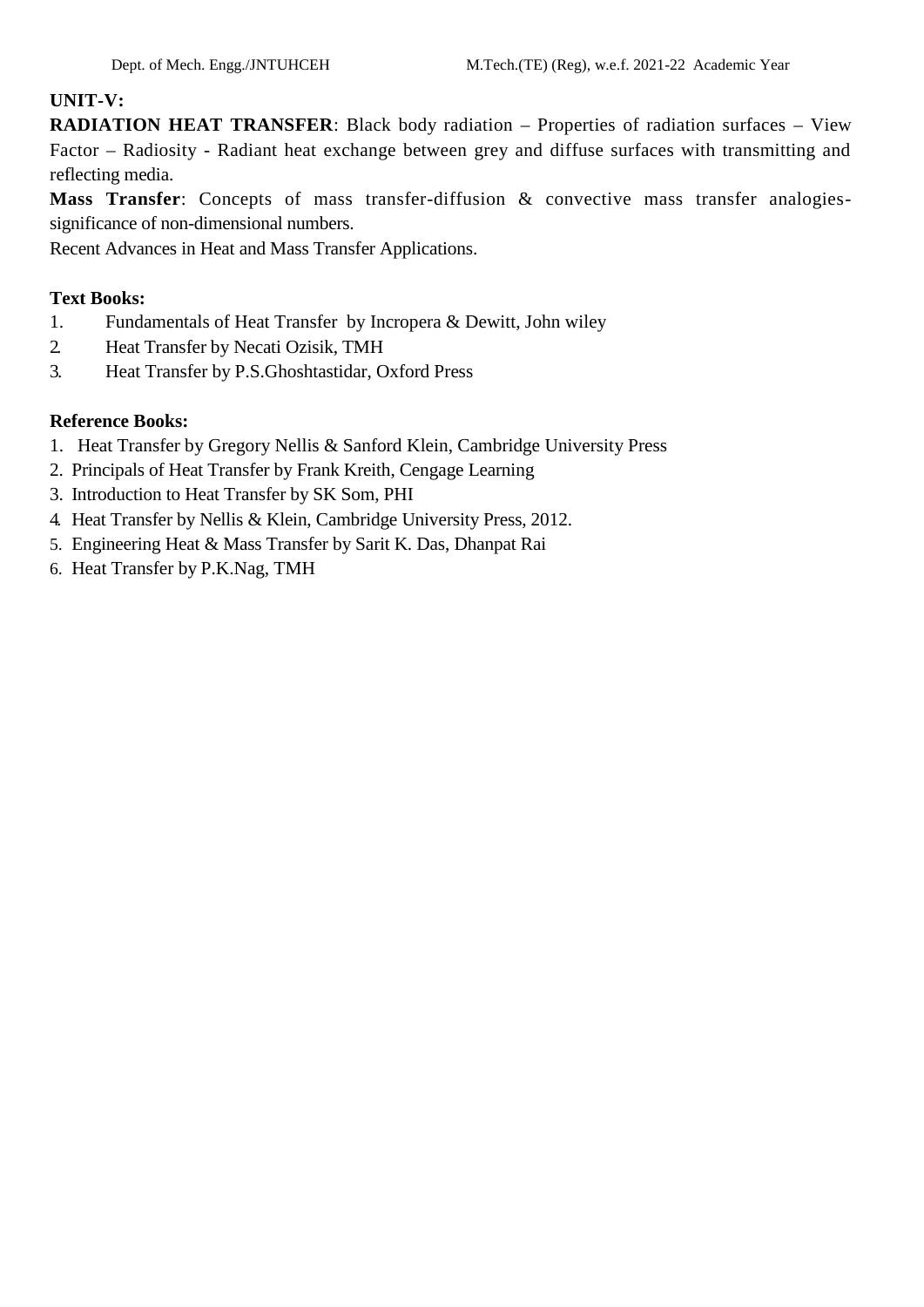**UNIT-V:**

**RADIATION HEAT TRANSFER**: Black body radiation – Properties of radiation surfaces – View Factor – Radiosity - Radiant heat exchange between grey and diffuse surfaces with transmitting and reflecting media.

**Mass Transfer**: Concepts of mass transfer-diffusion & convective mass transfer analogies-significance of non-dimensional numbers.

Recent Advances in Heat and Mass Transfer Applications.

**Text Books:**

1. Fundamentals of Heat Transfer by Incropera & Dewitt, John wiley
2. Heat Transfer by Necati Ozisik, TMH
3. Heat Transfer by P.S.Ghoshtastidar, Oxford Press

**Reference Books:**

1. Heat Transfer by Gregory Nellis & Sanford Klein, Cambridge University Press
2. Principals of Heat Transfer by Frank Kreith, Cengage Learning
3. Introduction to Heat Transfer by SK Som, PHI
4. Heat Transfer by Nellis & Klein, Cambridge University Press, 2012.
5. Engineering Heat & Mass Transfer by Sarit K. Das, Dhanpat Rai
6. Heat Transfer by P.K.Nag, TMH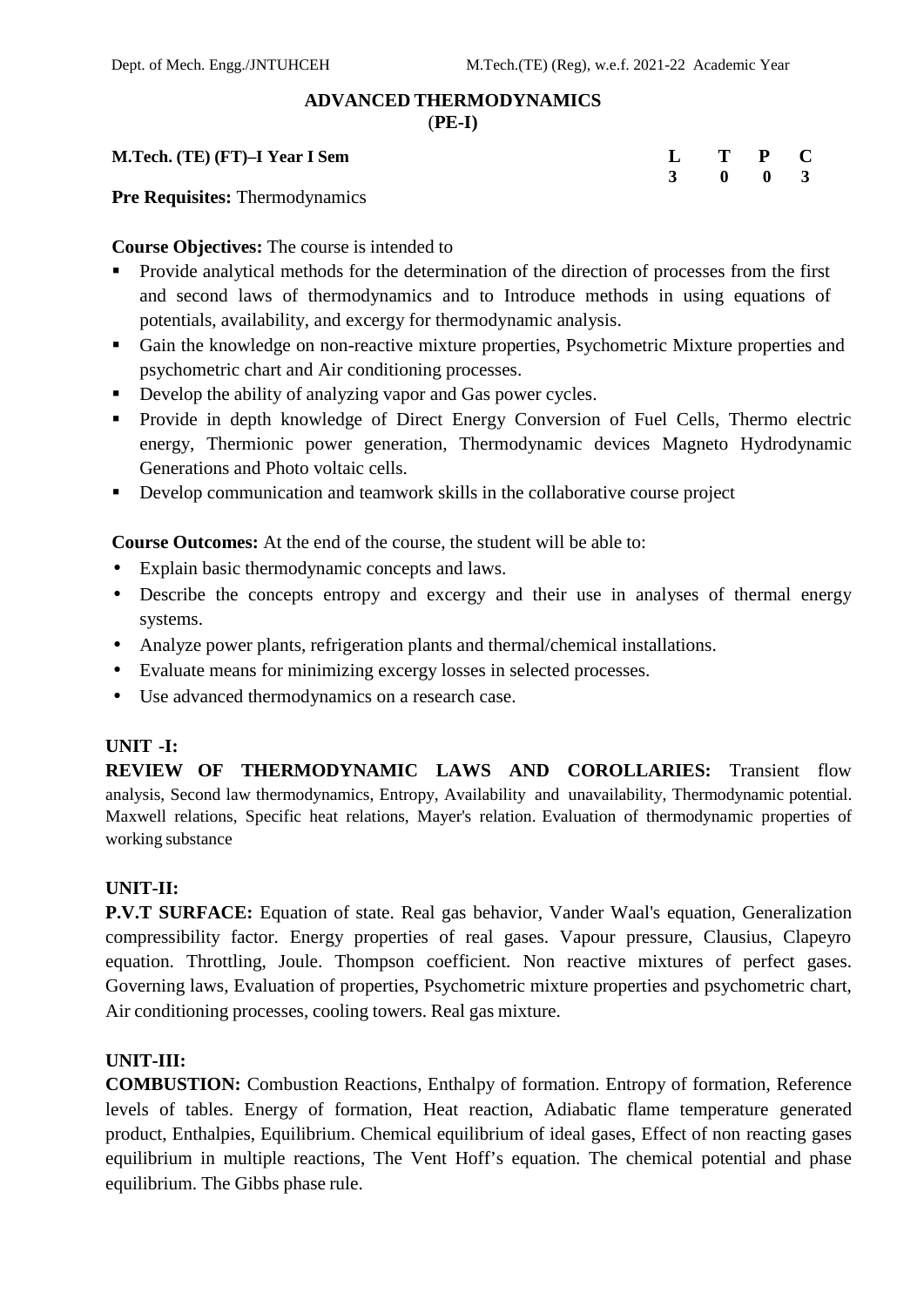## ADVANCED THERMODYNAMICS
(PE-I)

**M.Tech. (TE) (FT)–I Year I Sem**

| L | T | P | C |
|---|---|---|---|
| 3 | 0 | 0 | 3 |

**Pre Requisites:** Thermodynamics

**Course Objectives:** The course is intended to

- Provide analytical methods for the determination of the direction of processes from the first and second laws of thermodynamics and to Introduce methods in using equations of potentials, availability, and excergy for thermodynamic analysis.
- Gain the knowledge on non-reactive mixture properties, Psychometric Mixture properties and psychometric chart and Air conditioning processes.
- Develop the ability of analyzing vapor and Gas power cycles.
- Provide in depth knowledge of Direct Energy Conversion of Fuel Cells, Thermo electric energy, Thermionic power generation, Thermodynamic devices Magneto Hydrodynamic Generations and Photo voltaic cells.
- Develop communication and teamwork skills in the collaborative course project

**Course Outcomes:** At the end of the course, the student will be able to:

- Explain basic thermodynamic concepts and laws.
- Describe the concepts entropy and excergy and their use in analyses of thermal energy systems.
- Analyze power plants, refrigeration plants and thermal/chemical installations.
- Evaluate means for minimizing excergy losses in selected processes.
- Use advanced thermodynamics on a research case.

**UNIT -I:**

**REVIEW OF THERMODYNAMIC LAWS AND COROLLARIES:** Transient flow analysis, Second law thermodynamics, Entropy, Availability and unavailability, Thermodynamic potential. Maxwell relations, Specific heat relations, Mayer's relation. Evaluation of thermodynamic properties of working substance

**UNIT-II:**

**P.V.T SURFACE:** Equation of state. Real gas behavior, Vander Waal's equation, Generalization compressibility factor. Energy properties of real gases. Vapour pressure, Clausius, Clapeyro equation. Throttling, Joule. Thompson coefficient. Non reactive mixtures of perfect gases. Governing laws, Evaluation of properties, Psychometric mixture properties and psychometric chart, Air conditioning processes, cooling towers. Real gas mixture.

**UNIT-III:**

**COMBUSTION:** Combustion Reactions, Enthalpy of formation. Entropy of formation, Reference levels of tables. Energy of formation, Heat reaction, Adiabatic flame temperature generated product, Enthalpies, Equilibrium. Chemical equilibrium of ideal gases, Effect of non reacting gases equilibrium in multiple reactions, The Vent Hoff's equation. The chemical potential and phase equilibrium. The Gibbs phase rule.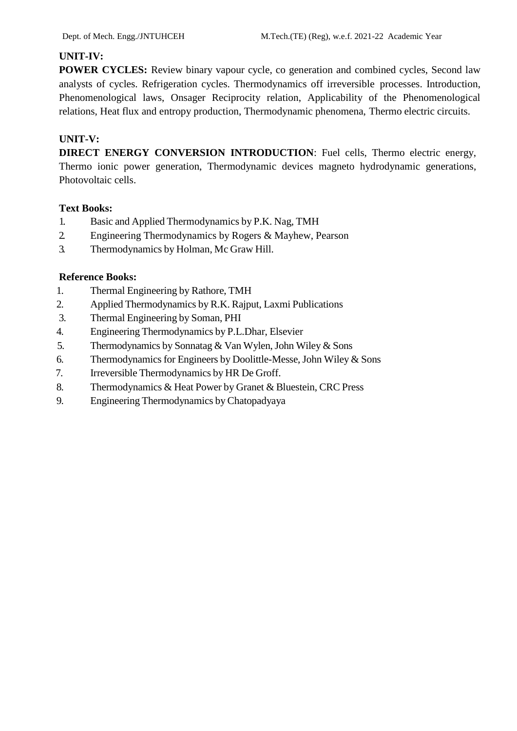**UNIT-IV:**

**POWER CYCLES:** Review binary vapour cycle, co generation and combined cycles, Second law analysts of cycles. Refrigeration cycles. Thermodynamics off irreversible processes. Introduction, Phenomenological laws, Onsager Reciprocity relation, Applicability of the Phenomenological relations, Heat flux and entropy production, Thermodynamic phenomena, Thermo electric circuits.

**UNIT-V:**

**DIRECT ENERGY CONVERSION INTRODUCTION**: Fuel cells, Thermo electric energy, Thermo ionic power generation, Thermodynamic devices magneto hydrodynamic generations, Photovoltaic cells.

**Text Books:**

1. Basic and Applied Thermodynamics by P.K. Nag, TMH
2. Engineering Thermodynamics by Rogers & Mayhew, Pearson
3. Thermodynamics by Holman, Mc Graw Hill.

**Reference Books:**

1. Thermal Engineering by Rathore, TMH
2. Applied Thermodynamics by R.K. Rajput, Laxmi Publications
3. Thermal Engineering by Soman, PHI
4. Engineering Thermodynamics by P.L.Dhar, Elsevier
5. Thermodynamics by Sonnatag & Van Wylen, John Wiley & Sons
6. Thermodynamics for Engineers by Doolittle-Messe, John Wiley & Sons
7. Irreversible Thermodynamics by HR De Groff.
8. Thermodynamics & Heat Power by Granet & Bluestein, CRC Press
9. Engineering Thermodynamics by Chatopadyaya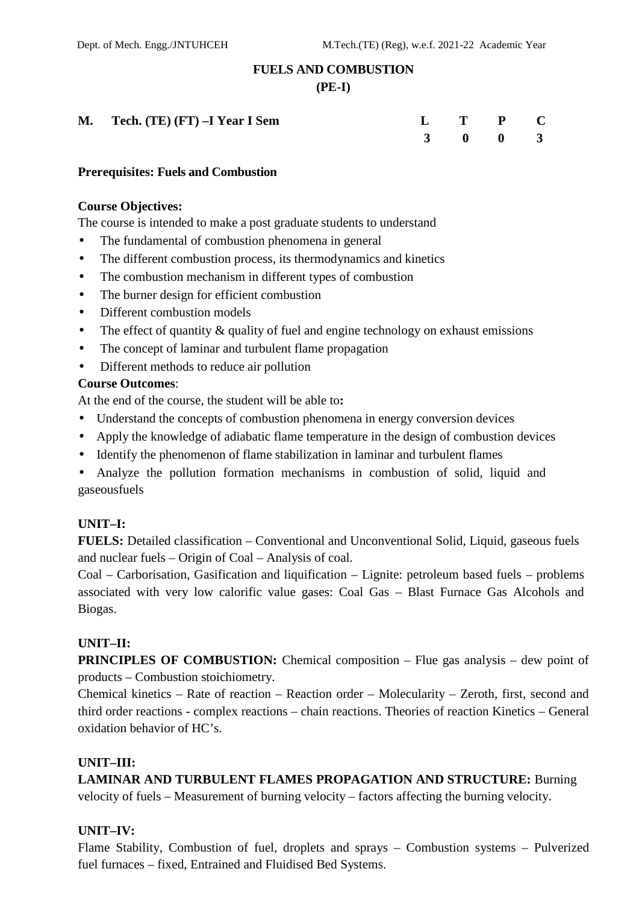# FUELS AND COMBUSTION

## (PE-I)

| **M. Tech. (TE) (FT) –I Year I Sem** | **L** | **T** | **P** | **C** |
|---|---|---|---|---|
| | **3** | **0** | **0** | **3** |

**Prerequisites: Fuels and Combustion**

**Course Objectives:**

The course is intended to make a post graduate students to understand

- The fundamental of combustion phenomena in general
- The different combustion process, its thermodynamics and kinetics
- The combustion mechanism in different types of combustion
- The burner design for efficient combustion
- Different combustion models
- The effect of quantity & quality of fuel and engine technology on exhaust emissions
- The concept of laminar and turbulent flame propagation
- Different methods to reduce air pollution

**Course Outcomes**:

At the end of the course, the student will be able to**:**

- Understand the concepts of combustion phenomena in energy conversion devices
- Apply the knowledge of adiabatic flame temperature in the design of combustion devices
- Identify the phenomenon of flame stabilization in laminar and turbulent flames
- Analyze the pollution formation mechanisms in combustion of solid, liquid and gaseousfuels

**UNIT–I:**

**FUELS:** Detailed classification – Conventional and Unconventional Solid, Liquid, gaseous fuels and nuclear fuels – Origin of Coal – Analysis of coal.

Coal – Carborisation, Gasification and liquification – Lignite: petroleum based fuels – problems associated with very low calorific value gases: Coal Gas – Blast Furnace Gas Alcohols and Biogas.

**UNIT–II:**

**PRINCIPLES OF COMBUSTION:** Chemical composition – Flue gas analysis – dew point of products – Combustion stoichiometry.

Chemical kinetics – Rate of reaction – Reaction order – Molecularity – Zeroth, first, second and third order reactions - complex reactions – chain reactions. Theories of reaction Kinetics – General oxidation behavior of HC's.

**UNIT–III:**

**LAMINAR AND TURBULENT FLAMES PROPAGATION AND STRUCTURE:** Burning velocity of fuels – Measurement of burning velocity – factors affecting the burning velocity.

**UNIT–IV:**

Flame Stability, Combustion of fuel, droplets and sprays – Combustion systems – Pulverized fuel furnaces – fixed, Entrained and Fluidised Bed Systems.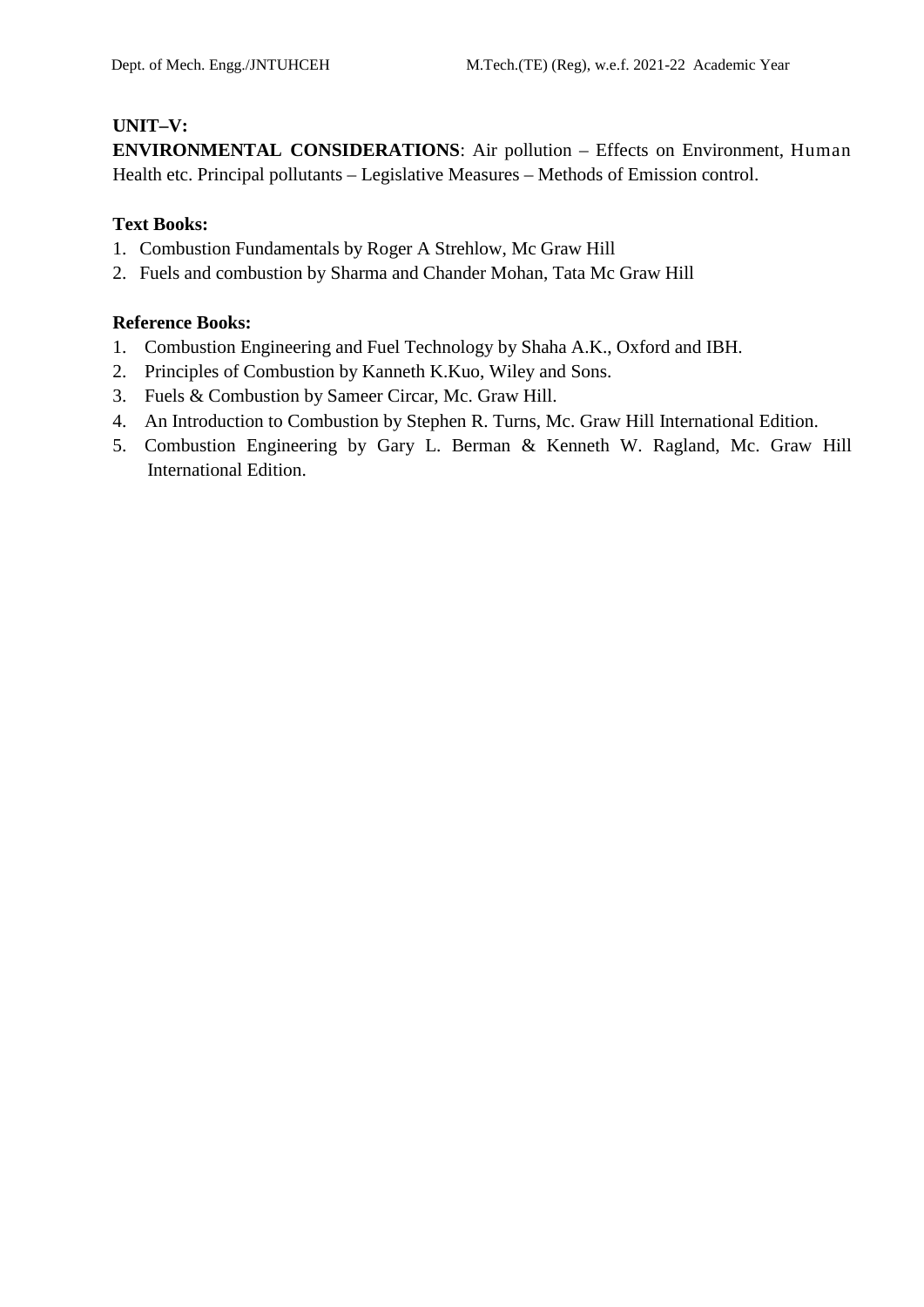**UNIT–V:**

**ENVIRONMENTAL CONSIDERATIONS**: Air pollution – Effects on Environment, Human Health etc. Principal pollutants – Legislative Measures – Methods of Emission control.

**Text Books:**

1. Combustion Fundamentals by Roger A Strehlow, Mc Graw Hill
2. Fuels and combustion by Sharma and Chander Mohan, Tata Mc Graw Hill

**Reference Books:**

1. Combustion Engineering and Fuel Technology by Shaha A.K., Oxford and IBH.
2. Principles of Combustion by Kanneth K.Kuo, Wiley and Sons.
3. Fuels & Combustion by Sameer Circar, Mc. Graw Hill.
4. An Introduction to Combustion by Stephen R. Turns, Mc. Graw Hill International Edition.
5. Combustion Engineering by Gary L. Berman & Kenneth W. Ragland, Mc. Graw Hill International Edition.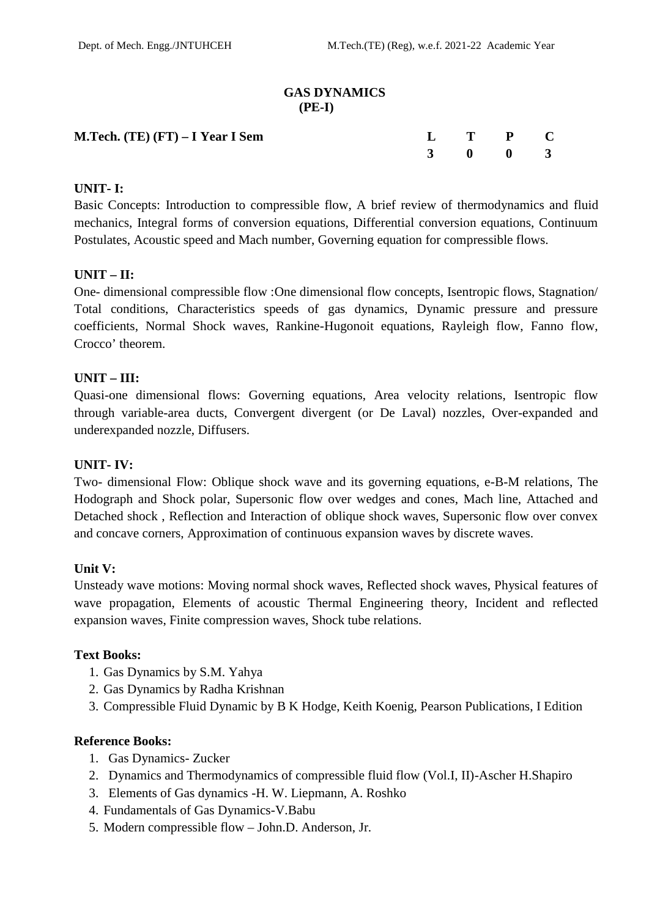# GAS DYNAMICS
## (PE-I)

**M.Tech. (TE) (FT) – I Year I Sem**

| L | T | P | C |
|---|---|---|---|
| 3 | 0 | 0 | 3 |

**UNIT- I:**

Basic Concepts: Introduction to compressible flow, A brief review of thermodynamics and fluid mechanics, Integral forms of conversion equations, Differential conversion equations, Continuum Postulates, Acoustic speed and Mach number, Governing equation for compressible flows.

**UNIT – II:**

One- dimensional compressible flow :One dimensional flow concepts, Isentropic flows, Stagnation/ Total conditions, Characteristics speeds of gas dynamics, Dynamic pressure and pressure coefficients, Normal Shock waves, Rankine-Hugonoit equations, Rayleigh flow, Fanno flow, Crocco' theorem.

**UNIT – III:**

Quasi-one dimensional flows: Governing equations, Area velocity relations, Isentropic flow through variable-area ducts, Convergent divergent (or De Laval) nozzles, Over-expanded and underexpanded nozzle, Diffusers.

**UNIT- IV:**

Two- dimensional Flow: Oblique shock wave and its governing equations, e-B-M relations, The Hodograph and Shock polar, Supersonic flow over wedges and cones, Mach line, Attached and Detached shock , Reflection and Interaction of oblique shock waves, Supersonic flow over convex and concave corners, Approximation of continuous expansion waves by discrete waves.

**Unit V:**

Unsteady wave motions: Moving normal shock waves, Reflected shock waves, Physical features of wave propagation, Elements of acoustic Thermal Engineering theory, Incident and reflected expansion waves, Finite compression waves, Shock tube relations.

**Text Books:**

1. Gas Dynamics by S.M. Yahya
2. Gas Dynamics by Radha Krishnan
3. Compressible Fluid Dynamic by B K Hodge, Keith Koenig, Pearson Publications, I Edition

**Reference Books:**

1. Gas Dynamics- Zucker
2. Dynamics and Thermodynamics of compressible fluid flow (Vol.I, II)-Ascher H.Shapiro
3. Elements of Gas dynamics -H. W. Liepmann, A. Roshko
4. Fundamentals of Gas Dynamics-V.Babu
5. Modern compressible flow – John.D. Anderson, Jr.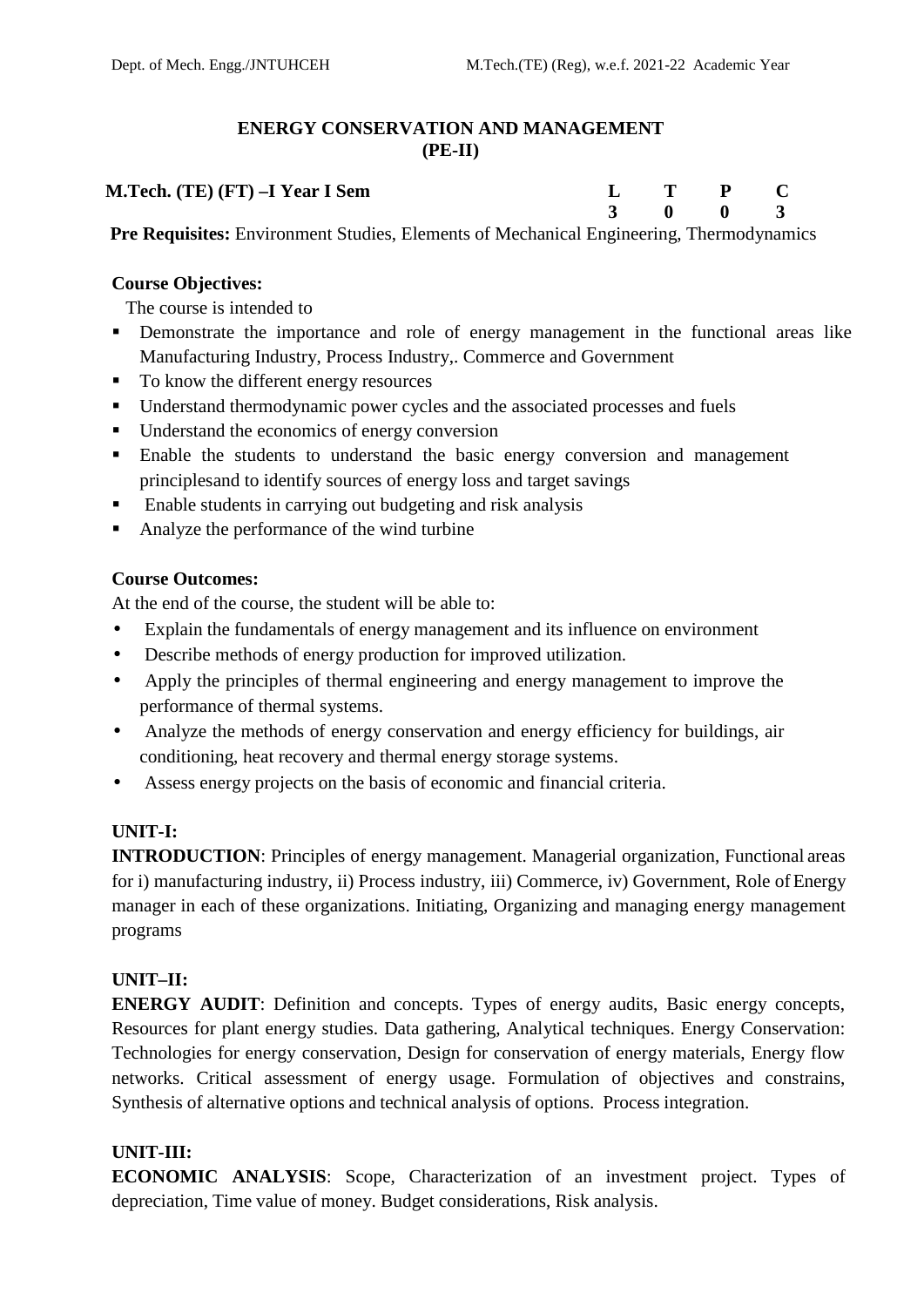# ENERGY CONSERVATION AND MANAGEMENT
## (PE-II)

**M.Tech. (TE) (FT) –I Year I Sem**

| L | T | P | C |
|---|---|---|---|
| 3 | 0 | 0 | 3 |

**Pre Requisites:** Environment Studies, Elements of Mechanical Engineering, Thermodynamics

**Course Objectives:**

The course is intended to

- Demonstrate the importance and role of energy management in the functional areas like Manufacturing Industry, Process Industry,. Commerce and Government
- To know the different energy resources
- Understand thermodynamic power cycles and the associated processes and fuels
- Understand the economics of energy conversion
- Enable the students to understand the basic energy conversion and management principlesand to identify sources of energy loss and target savings
- Enable students in carrying out budgeting and risk analysis
- Analyze the performance of the wind turbine

**Course Outcomes:**

At the end of the course, the student will be able to:

- Explain the fundamentals of energy management and its influence on environment
- Describe methods of energy production for improved utilization.
- Apply the principles of thermal engineering and energy management to improve the performance of thermal systems.
- Analyze the methods of energy conservation and energy efficiency for buildings, air conditioning, heat recovery and thermal energy storage systems.
- Assess energy projects on the basis of economic and financial criteria.

**UNIT-I:**

**INTRODUCTION**: Principles of energy management. Managerial organization, Functional areas for i) manufacturing industry, ii) Process industry, iii) Commerce, iv) Government, Role of Energy manager in each of these organizations. Initiating, Organizing and managing energy management programs

**UNIT–II:**

**ENERGY AUDIT**: Definition and concepts. Types of energy audits, Basic energy concepts, Resources for plant energy studies. Data gathering, Analytical techniques. Energy Conservation: Technologies for energy conservation, Design for conservation of energy materials, Energy flow networks. Critical assessment of energy usage. Formulation of objectives and constrains, Synthesis of alternative options and technical analysis of options. Process integration.

**UNIT-III:**

**ECONOMIC ANALYSIS**: Scope, Characterization of an investment project. Types of depreciation, Time value of money. Budget considerations, Risk analysis.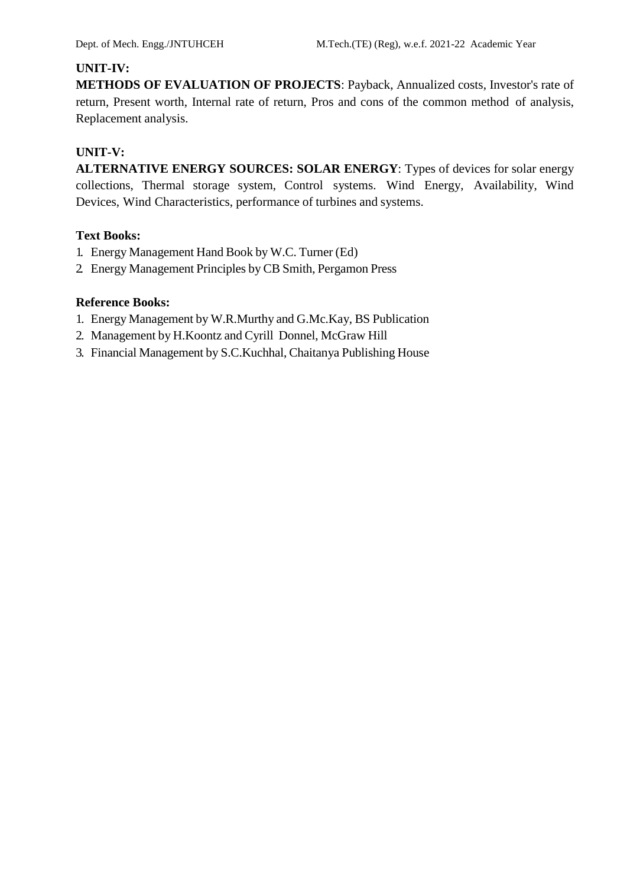**UNIT-IV:**

**METHODS OF EVALUATION OF PROJECTS**: Payback, Annualized costs, Investor's rate of return, Present worth, Internal rate of return, Pros and cons of the common method of analysis, Replacement analysis.

**UNIT-V:**

**ALTERNATIVE ENERGY SOURCES: SOLAR ENERGY**: Types of devices for solar energy collections, Thermal storage system, Control systems. Wind Energy, Availability, Wind Devices, Wind Characteristics, performance of turbines and systems.

**Text Books:**

1. Energy Management Hand Book by W.C. Turner (Ed)
2. Energy Management Principles by CB Smith, Pergamon Press

**Reference Books:**

1. Energy Management by W.R.Murthy and G.Mc.Kay, BS Publication
2. Management by H.Koontz and Cyrill Donnel, McGraw Hill
3. Financial Management by S.C.Kuchhal, Chaitanya Publishing House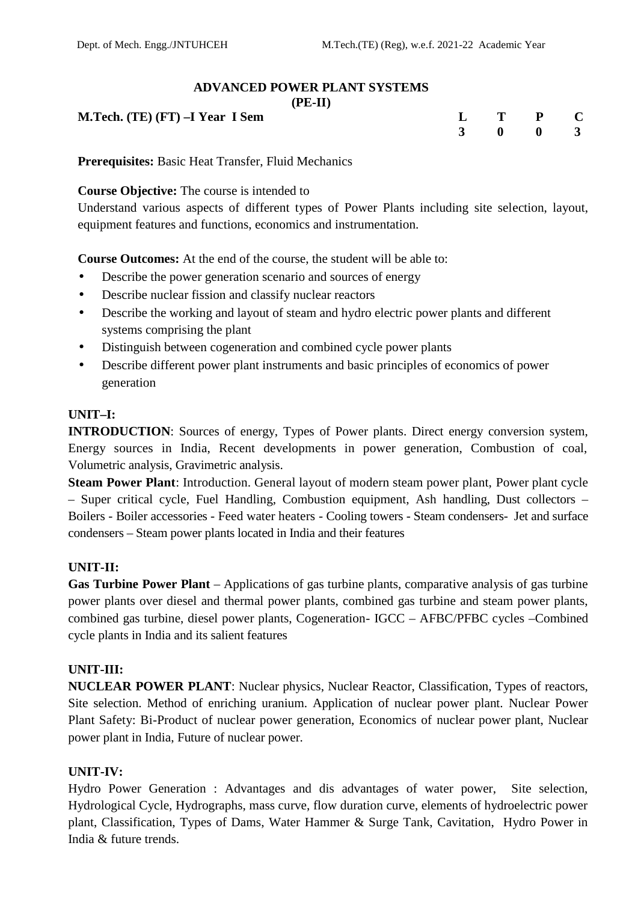## ADVANCED POWER PLANT SYSTEMS
### (PE-II)

**M.Tech. (TE) (FT) –I Year I Sem**

| L | T | P | C |
|---|---|---|---|
| 3 | 0 | 0 | 3 |

**Prerequisites:** Basic Heat Transfer, Fluid Mechanics

**Course Objective:** The course is intended to
Understand various aspects of different types of Power Plants including site selection, layout, equipment features and functions, economics and instrumentation.

**Course Outcomes:** At the end of the course, the student will be able to:

- Describe the power generation scenario and sources of energy
- Describe nuclear fission and classify nuclear reactors
- Describe the working and layout of steam and hydro electric power plants and different systems comprising the plant
- Distinguish between cogeneration and combined cycle power plants
- Describe different power plant instruments and basic principles of economics of power generation

**UNIT–I:**

**INTRODUCTION**: Sources of energy, Types of Power plants. Direct energy conversion system, Energy sources in India, Recent developments in power generation, Combustion of coal, Volumetric analysis, Gravimetric analysis.

**Steam Power Plant**: Introduction. General layout of modern steam power plant, Power plant cycle – Super critical cycle, Fuel Handling, Combustion equipment, Ash handling, Dust collectors – Boilers - Boiler accessories - Feed water heaters - Cooling towers - Steam condensers- Jet and surface condensers – Steam power plants located in India and their features

**UNIT-II:**

**Gas Turbine Power Plant** – Applications of gas turbine plants, comparative analysis of gas turbine power plants over diesel and thermal power plants, combined gas turbine and steam power plants, combined gas turbine, diesel power plants, Cogeneration- IGCC – AFBC/PFBC cycles –Combined cycle plants in India and its salient features

**UNIT-III:**

**NUCLEAR POWER PLANT**: Nuclear physics, Nuclear Reactor, Classification, Types of reactors, Site selection. Method of enriching uranium. Application of nuclear power plant. Nuclear Power Plant Safety: Bi-Product of nuclear power generation, Economics of nuclear power plant, Nuclear power plant in India, Future of nuclear power.

**UNIT-IV:**

Hydro Power Generation : Advantages and dis advantages of water power, Site selection, Hydrological Cycle, Hydrographs, mass curve, flow duration curve, elements of hydroelectric power plant, Classification, Types of Dams, Water Hammer & Surge Tank, Cavitation, Hydro Power in India & future trends.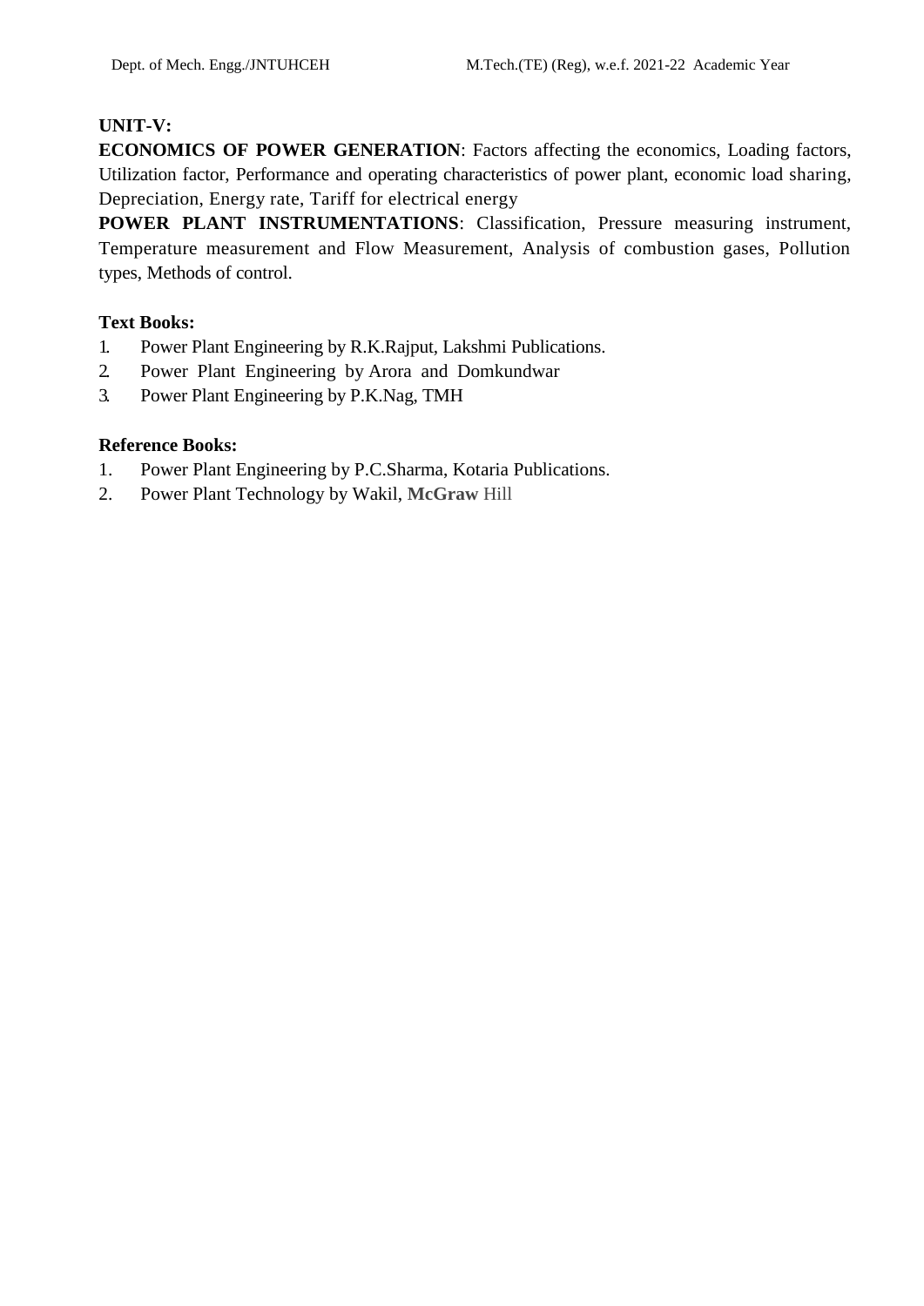**UNIT-V:**

**ECONOMICS OF POWER GENERATION**: Factors affecting the economics, Loading factors, Utilization factor, Performance and operating characteristics of power plant, economic load sharing, Depreciation, Energy rate, Tariff for electrical energy

**POWER PLANT INSTRUMENTATIONS**: Classification, Pressure measuring instrument, Temperature measurement and Flow Measurement, Analysis of combustion gases, Pollution types, Methods of control.

**Text Books:**

1. Power Plant Engineering by R.K.Rajput, Lakshmi Publications.
2. Power Plant Engineering by Arora and Domkundwar
3. Power Plant Engineering by P.K.Nag, TMH

**Reference Books:**

1. Power Plant Engineering by P.C.Sharma, Kotaria Publications.
2. Power Plant Technology by Wakil, **McGraw** Hill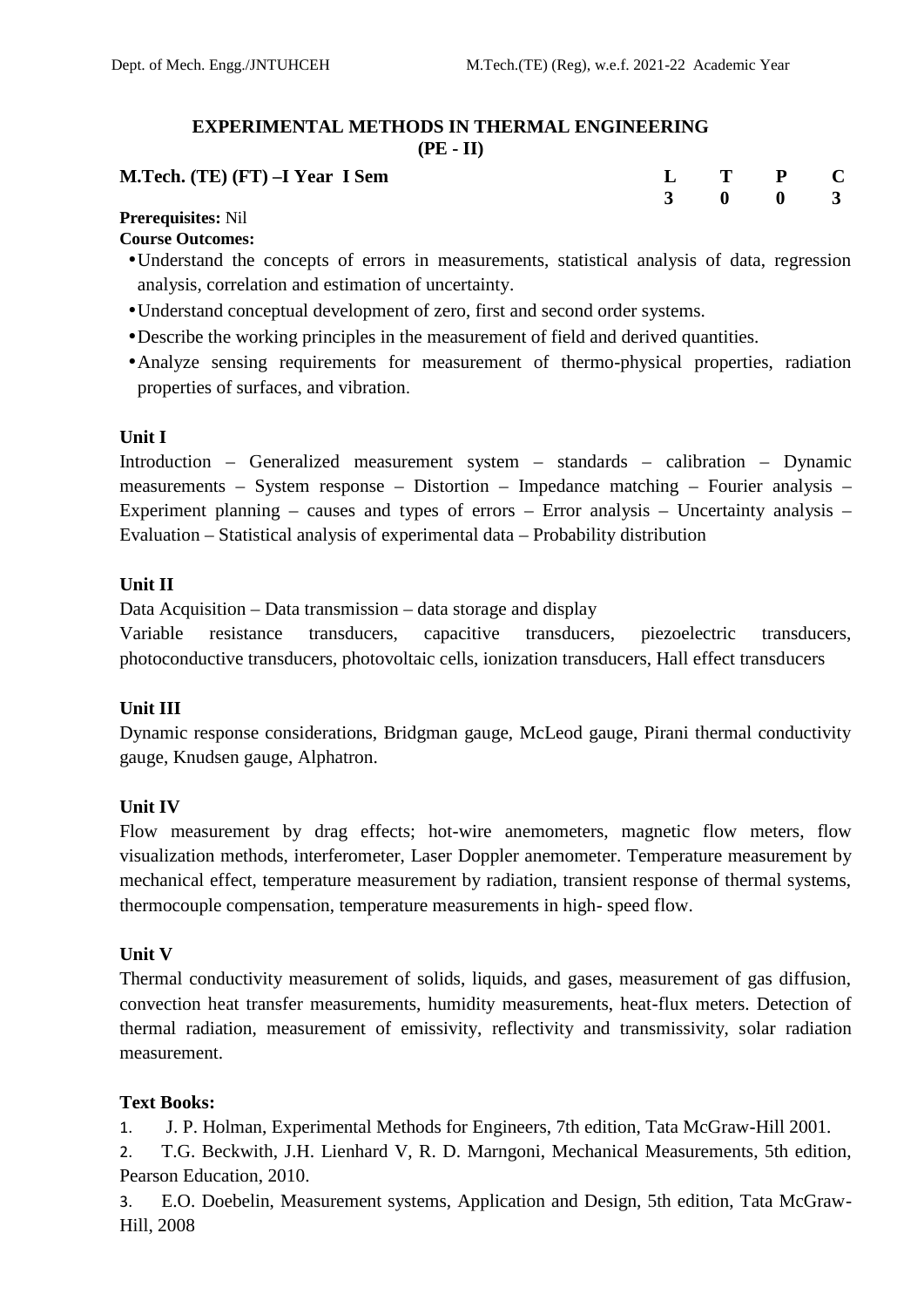## EXPERIMENTAL METHODS IN THERMAL ENGINEERING
### (PE - II)

**M.Tech. (TE) (FT) –I Year I Sem**

| L | T | P | C |
|---|---|---|---|
| 3 | 0 | 0 | 3 |

**Prerequisites:** Nil

**Course Outcomes:**

- Understand the concepts of errors in measurements, statistical analysis of data, regression analysis, correlation and estimation of uncertainty.
- Understand conceptual development of zero, first and second order systems.
- Describe the working principles in the measurement of field and derived quantities.
- Analyze sensing requirements for measurement of thermo-physical properties, radiation properties of surfaces, and vibration.

**Unit I**

Introduction – Generalized measurement system – standards – calibration – Dynamic measurements – System response – Distortion – Impedance matching – Fourier analysis – Experiment planning – causes and types of errors – Error analysis – Uncertainty analysis – Evaluation – Statistical analysis of experimental data – Probability distribution

**Unit II**

Data Acquisition – Data transmission – data storage and display

Variable resistance transducers, capacitive transducers, piezoelectric transducers, photoconductive transducers, photovoltaic cells, ionization transducers, Hall effect transducers

**Unit III**

Dynamic response considerations, Bridgman gauge, McLeod gauge, Pirani thermal conductivity gauge, Knudsen gauge, Alphatron.

**Unit IV**

Flow measurement by drag effects; hot-wire anemometers, magnetic flow meters, flow visualization methods, interferometer, Laser Doppler anemometer. Temperature measurement by mechanical effect, temperature measurement by radiation, transient response of thermal systems, thermocouple compensation, temperature measurements in high- speed flow.

**Unit V**

Thermal conductivity measurement of solids, liquids, and gases, measurement of gas diffusion, convection heat transfer measurements, humidity measurements, heat-flux meters. Detection of thermal radiation, measurement of emissivity, reflectivity and transmissivity, solar radiation measurement.

**Text Books:**

1. J. P. Holman, Experimental Methods for Engineers, 7th edition, Tata McGraw-Hill 2001.
2. T.G. Beckwith, J.H. Lienhard V, R. D. Marngoni, Mechanical Measurements, 5th edition, Pearson Education, 2010.
3. E.O. Doebelin, Measurement systems, Application and Design, 5th edition, Tata McGraw-Hill, 2008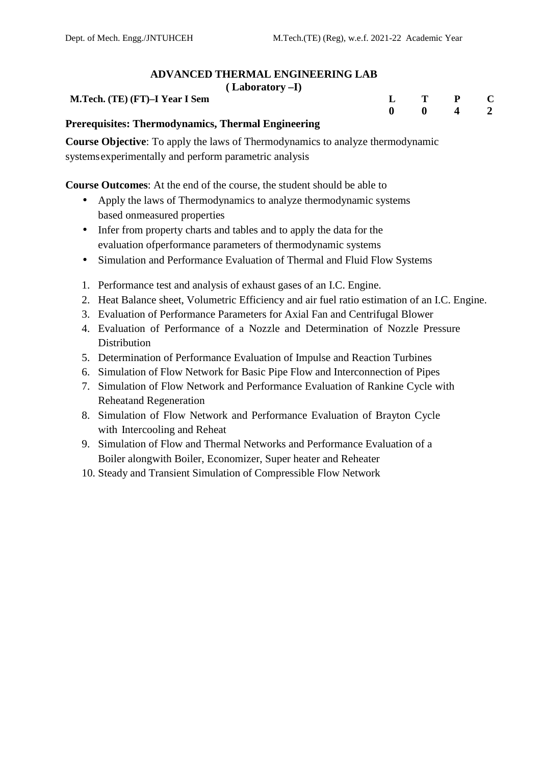## ADVANCED THERMAL ENGINEERING LAB
### ( Laboratory –I)

| **M.Tech. (TE) (FT)–I Year I Sem** | **L** | **T** | **P** | **C** |
|---|---|---|---|---|
| | **0** | **0** | **4** | **2** |

**Prerequisites: Thermodynamics, Thermal Engineering**

**Course Objective**: To apply the laws of Thermodynamics to analyze thermodynamic systemsexperimentally and perform parametric analysis

**Course Outcomes**: At the end of the course, the student should be able to

- Apply the laws of Thermodynamics to analyze thermodynamic systems based onmeasured properties
- Infer from property charts and tables and to apply the data for the evaluation ofperformance parameters of thermodynamic systems
- Simulation and Performance Evaluation of Thermal and Fluid Flow Systems

1. Performance test and analysis of exhaust gases of an I.C. Engine.
2. Heat Balance sheet, Volumetric Efficiency and air fuel ratio estimation of an I.C. Engine.
3. Evaluation of Performance Parameters for Axial Fan and Centrifugal Blower
4. Evaluation of Performance of a Nozzle and Determination of Nozzle Pressure Distribution
5. Determination of Performance Evaluation of Impulse and Reaction Turbines
6. Simulation of Flow Network for Basic Pipe Flow and Interconnection of Pipes
7. Simulation of Flow Network and Performance Evaluation of Rankine Cycle with Reheatand Regeneration
8. Simulation of Flow Network and Performance Evaluation of Brayton Cycle with Intercooling and Reheat
9. Simulation of Flow and Thermal Networks and Performance Evaluation of a Boiler alongwith Boiler, Economizer, Super heater and Reheater
10. Steady and Transient Simulation of Compressible Flow Network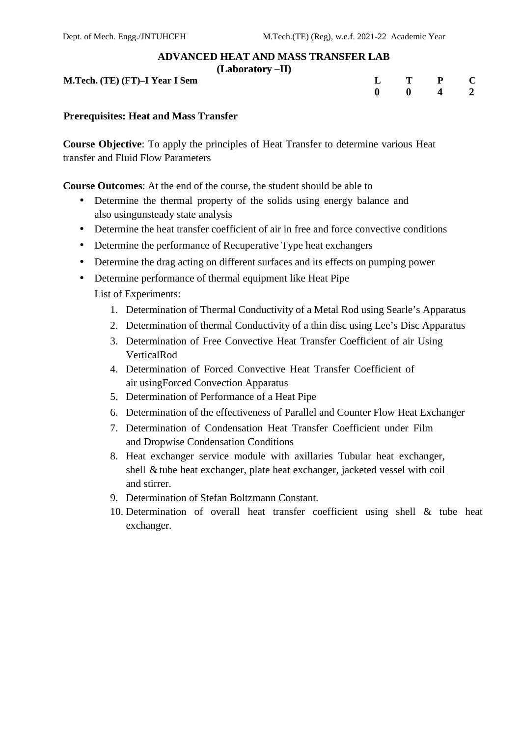## ADVANCED HEAT AND MASS TRANSFER LAB
### (Laboratory –II)

| **M.Tech. (TE) (FT)–I Year I Sem** | **L** | **T** | **P** | **C** |
|---|---|---|---|---|
| | **0** | **0** | **4** | **2** |

**Prerequisites: Heat and Mass Transfer**

**Course Objective**: To apply the principles of Heat Transfer to determine various Heat transfer and Fluid Flow Parameters

**Course Outcomes**: At the end of the course, the student should be able to

- Determine the thermal property of the solids using energy balance and also usingunsteady state analysis
- Determine the heat transfer coefficient of air in free and force convective conditions
- Determine the performance of Recuperative Type heat exchangers
- Determine the drag acting on different surfaces and its effects on pumping power
- Determine performance of thermal equipment like Heat Pipe

List of Experiments:

1. Determination of Thermal Conductivity of a Metal Rod using Searle's Apparatus
2. Determination of thermal Conductivity of a thin disc using Lee's Disc Apparatus
3. Determination of Free Convective Heat Transfer Coefficient of air Using VerticalRod
4. Determination of Forced Convective Heat Transfer Coefficient of air usingForced Convection Apparatus
5. Determination of Performance of a Heat Pipe
6. Determination of the effectiveness of Parallel and Counter Flow Heat Exchanger
7. Determination of Condensation Heat Transfer Coefficient under Film and Dropwise Condensation Conditions
8. Heat exchanger service module with axillaries Tubular heat exchanger, shell & tube heat exchanger, plate heat exchanger, jacketed vessel with coil and stirrer.
9. Determination of Stefan Boltzmann Constant.
10. Determination of overall heat transfer coefficient using shell & tube heat exchanger.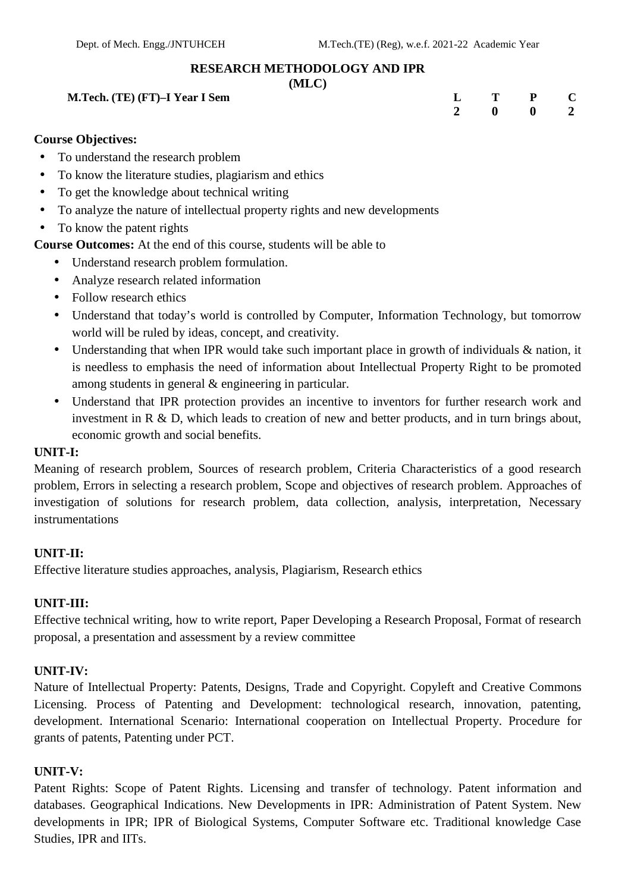## RESEARCH METHODOLOGY AND IPR
### (MLC)

| M.Tech. (TE) (FT)–I Year I Sem | L | T | P | C |
|---|---|---|---|---|
| | 2 | 0 | 0 | 2 |

**Course Objectives:**

- To understand the research problem
- To know the literature studies, plagiarism and ethics
- To get the knowledge about technical writing
- To analyze the nature of intellectual property rights and new developments
- To know the patent rights

**Course Outcomes:** At the end of this course, students will be able to

- Understand research problem formulation.
- Analyze research related information
- Follow research ethics
- Understand that today's world is controlled by Computer, Information Technology, but tomorrow world will be ruled by ideas, concept, and creativity.
- Understanding that when IPR would take such important place in growth of individuals & nation, it is needless to emphasis the need of information about Intellectual Property Right to be promoted among students in general & engineering in particular.
- Understand that IPR protection provides an incentive to inventors for further research work and investment in R & D, which leads to creation of new and better products, and in turn brings about, economic growth and social benefits.

**UNIT-I:**

Meaning of research problem, Sources of research problem, Criteria Characteristics of a good research problem, Errors in selecting a research problem, Scope and objectives of research problem. Approaches of investigation of solutions for research problem, data collection, analysis, interpretation, Necessary instrumentations

**UNIT-II:**

Effective literature studies approaches, analysis, Plagiarism, Research ethics

**UNIT-III:**

Effective technical writing, how to write report, Paper Developing a Research Proposal, Format of research proposal, a presentation and assessment by a review committee

**UNIT-IV:**

Nature of Intellectual Property: Patents, Designs, Trade and Copyright. Copyleft and Creative Commons Licensing. Process of Patenting and Development: technological research, innovation, patenting, development. International Scenario: International cooperation on Intellectual Property. Procedure for grants of patents, Patenting under PCT.

**UNIT-V:**

Patent Rights: Scope of Patent Rights. Licensing and transfer of technology. Patent information and databases. Geographical Indications. New Developments in IPR: Administration of Patent System. New developments in IPR; IPR of Biological Systems, Computer Software etc. Traditional knowledge Case Studies, IPR and IITs.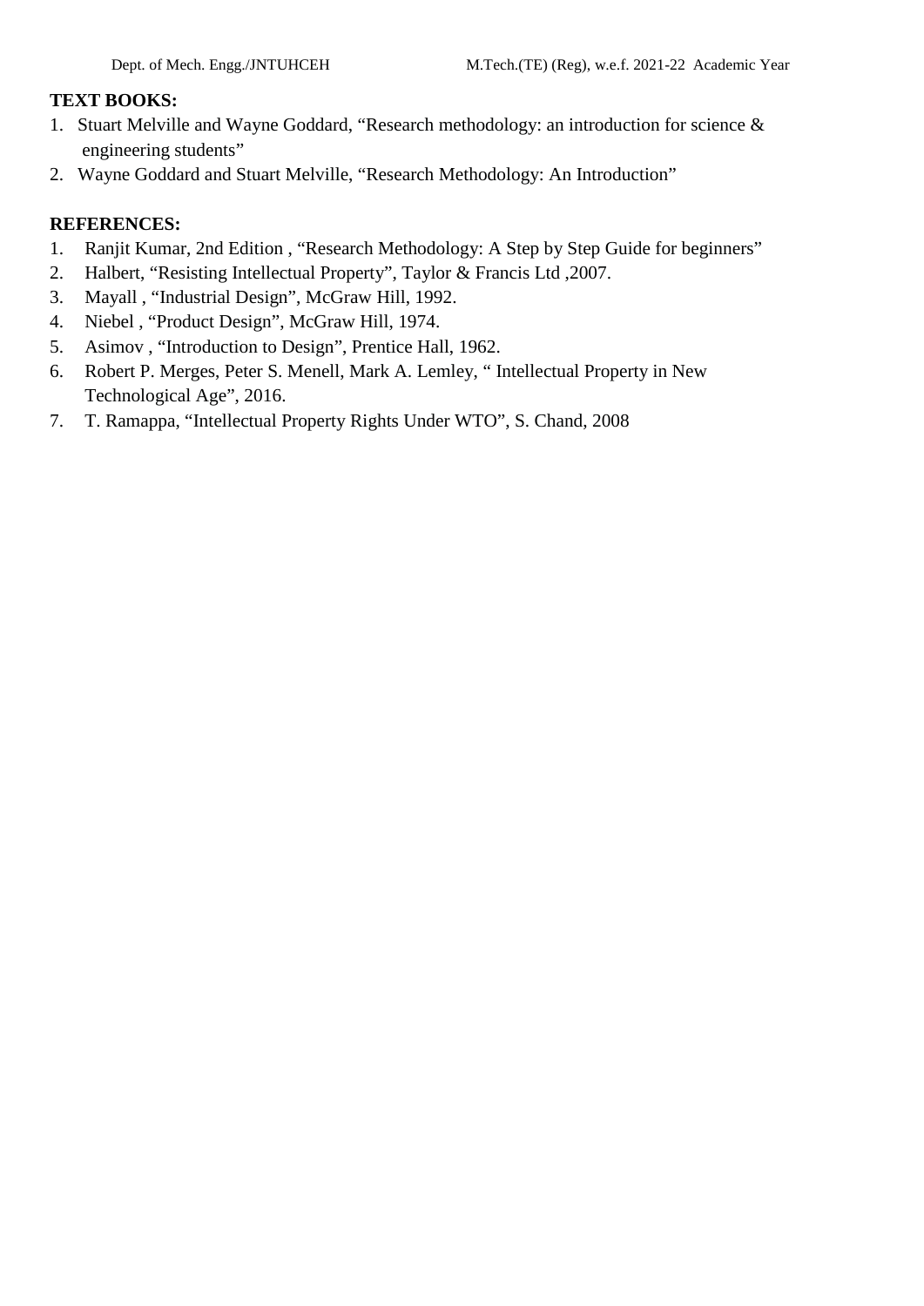**TEXT BOOKS:**

1. Stuart Melville and Wayne Goddard, "Research methodology: an introduction for science & engineering students"
2. Wayne Goddard and Stuart Melville, "Research Methodology: An Introduction"

**REFERENCES:**

1. Ranjit Kumar, 2nd Edition , "Research Methodology: A Step by Step Guide for beginners"
2. Halbert, "Resisting Intellectual Property", Taylor & Francis Ltd ,2007.
3. Mayall , "Industrial Design", McGraw Hill, 1992.
4. Niebel , "Product Design", McGraw Hill, 1974.
5. Asimov , "Introduction to Design", Prentice Hall, 1962.
6. Robert P. Merges, Peter S. Menell, Mark A. Lemley, " Intellectual Property in New Technological Age", 2016.
7. T. Ramappa, "Intellectual Property Rights Under WTO", S. Chand, 2008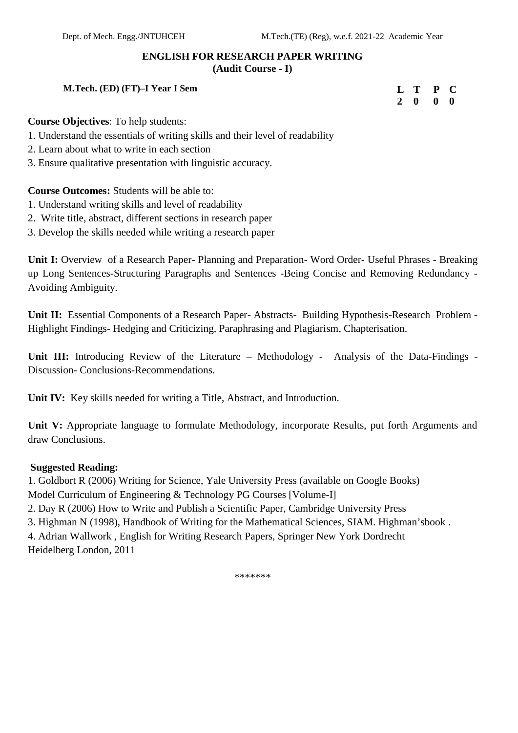## ENGLISH FOR RESEARCH PAPER WRITING
### (Audit Course - I)

**M.Tech. (ED) (FT)–I Year I Sem**

| L | T | P | C |
|---|---|---|---|
| 2 | 0 | 0 | 0 |

**Course Objectives**: To help students:

1. Understand the essentials of writing skills and their level of readability
2. Learn about what to write in each section
3. Ensure qualitative presentation with linguistic accuracy.

**Course Outcomes:** Students will be able to:

1. Understand writing skills and level of readability
2. Write title, abstract, different sections in research paper
3. Develop the skills needed while writing a research paper

**Unit I:** Overview of a Research Paper- Planning and Preparation- Word Order- Useful Phrases - Breaking up Long Sentences-Structuring Paragraphs and Sentences -Being Concise and Removing Redundancy - Avoiding Ambiguity.

**Unit II:** Essential Components of a Research Paper- Abstracts- Building Hypothesis-Research Problem - Highlight Findings- Hedging and Criticizing, Paraphrasing and Plagiarism, Chapterisation.

**Unit III:** Introducing Review of the Literature – Methodology - Analysis of the Data-Findings - Discussion- Conclusions-Recommendations.

**Unit IV:** Key skills needed for writing a Title, Abstract, and Introduction.

**Unit V:** Appropriate language to formulate Methodology, incorporate Results, put forth Arguments and draw Conclusions.

**Suggested Reading:**

1. Goldbort R (2006) Writing for Science, Yale University Press (available on Google Books)
Model Curriculum of Engineering & Technology PG Courses [Volume-I]
2. Day R (2006) How to Write and Publish a Scientific Paper, Cambridge University Press
3. Highman N (1998), Handbook of Writing for the Mathematical Sciences, SIAM. Highman'sbook .
4. Adrian Wallwork , English for Writing Research Papers, Springer New York Dordrecht Heidelberg London, 2011

*******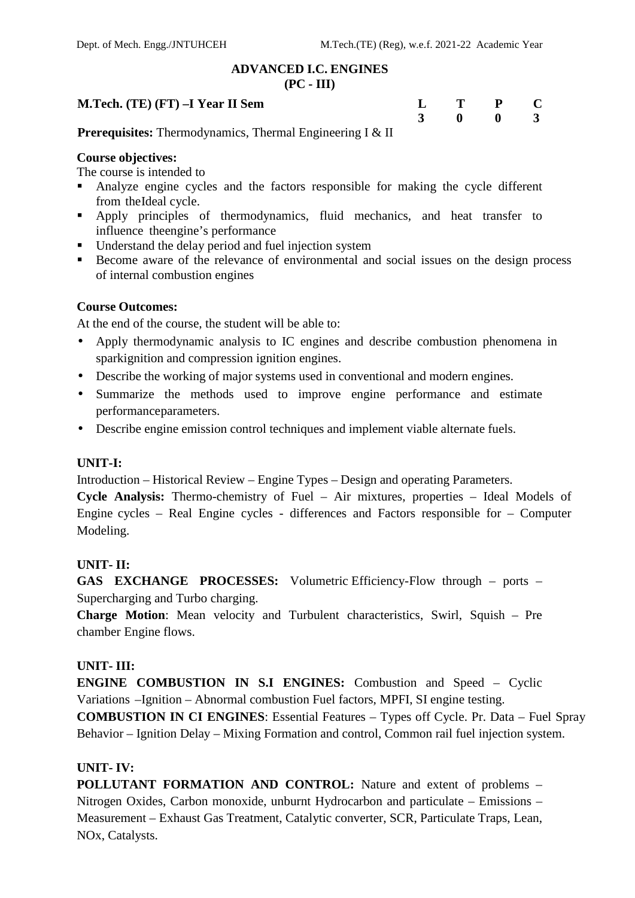## ADVANCED I.C. ENGINES
## (PC - III)

| **M.Tech. (TE) (FT) –I Year II Sem** | **L** | **T** | **P** | **C** |
|---|---|---|---|---|
| | **3** | **0** | **0** | **3** |

**Prerequisites:** Thermodynamics, Thermal Engineering I & II

**Course objectives:**

The course is intended to

- Analyze engine cycles and the factors responsible for making the cycle different from theIdeal cycle.
- Apply principles of thermodynamics, fluid mechanics, and heat transfer to influence theengine's performance
- Understand the delay period and fuel injection system
- Become aware of the relevance of environmental and social issues on the design process of internal combustion engines

**Course Outcomes:**

At the end of the course, the student will be able to:

- Apply thermodynamic analysis to IC engines and describe combustion phenomena in sparkignition and compression ignition engines.
- Describe the working of major systems used in conventional and modern engines.
- Summarize the methods used to improve engine performance and estimate performanceparameters.
- Describe engine emission control techniques and implement viable alternate fuels.

**UNIT-I:**

Introduction – Historical Review – Engine Types – Design and operating Parameters.

**Cycle Analysis:** Thermo-chemistry of Fuel – Air mixtures, properties – Ideal Models of Engine cycles – Real Engine cycles - differences and Factors responsible for – Computer Modeling.

**UNIT- II:**

**GAS EXCHANGE PROCESSES:** Volumetric Efficiency-Flow through – ports – Supercharging and Turbo charging.

**Charge Motion**: Mean velocity and Turbulent characteristics, Swirl, Squish – Pre chamber Engine flows.

**UNIT- III:**

**ENGINE COMBUSTION IN S.I ENGINES:** Combustion and Speed – Cyclic Variations –Ignition – Abnormal combustion Fuel factors, MPFI, SI engine testing.

**COMBUSTION IN CI ENGINES**: Essential Features – Types off Cycle. Pr. Data – Fuel Spray Behavior – Ignition Delay – Mixing Formation and control, Common rail fuel injection system.

**UNIT- IV:**

**POLLUTANT FORMATION AND CONTROL:** Nature and extent of problems – Nitrogen Oxides, Carbon monoxide, unburnt Hydrocarbon and particulate – Emissions – Measurement – Exhaust Gas Treatment, Catalytic converter, SCR, Particulate Traps, Lean, NOx, Catalysts.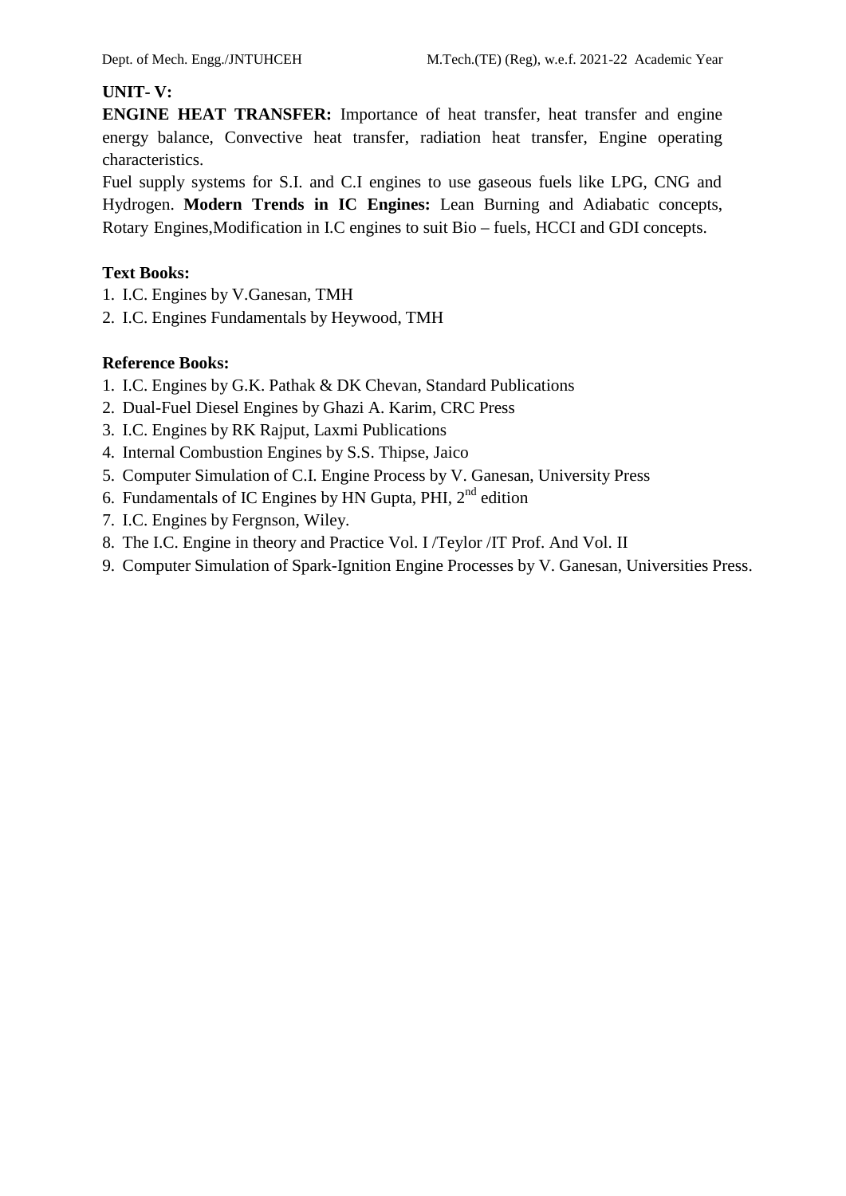**UNIT- V:**

**ENGINE HEAT TRANSFER:** Importance of heat transfer, heat transfer and engine energy balance, Convective heat transfer, radiation heat transfer, Engine operating characteristics.

Fuel supply systems for S.I. and C.I engines to use gaseous fuels like LPG, CNG and Hydrogen. **Modern Trends in IC Engines:** Lean Burning and Adiabatic concepts, Rotary Engines,Modification in I.C engines to suit Bio – fuels, HCCI and GDI concepts.

**Text Books:**

1. I.C. Engines by V.Ganesan, TMH
2. I.C. Engines Fundamentals by Heywood, TMH

**Reference Books:**

1. I.C. Engines by G.K. Pathak & DK Chevan, Standard Publications
2. Dual-Fuel Diesel Engines by Ghazi A. Karim, CRC Press
3. I.C. Engines by RK Rajput, Laxmi Publications
4. Internal Combustion Engines by S.S. Thipse, Jaico
5. Computer Simulation of C.I. Engine Process by V. Ganesan, University Press
6. Fundamentals of IC Engines by HN Gupta, PHI, 2nd edition
7. I.C. Engines by Fergnson, Wiley.
8. The I.C. Engine in theory and Practice Vol. I /Teylor /IT Prof. And Vol. II
9. Computer Simulation of Spark-Ignition Engine Processes by V. Ganesan, Universities Press.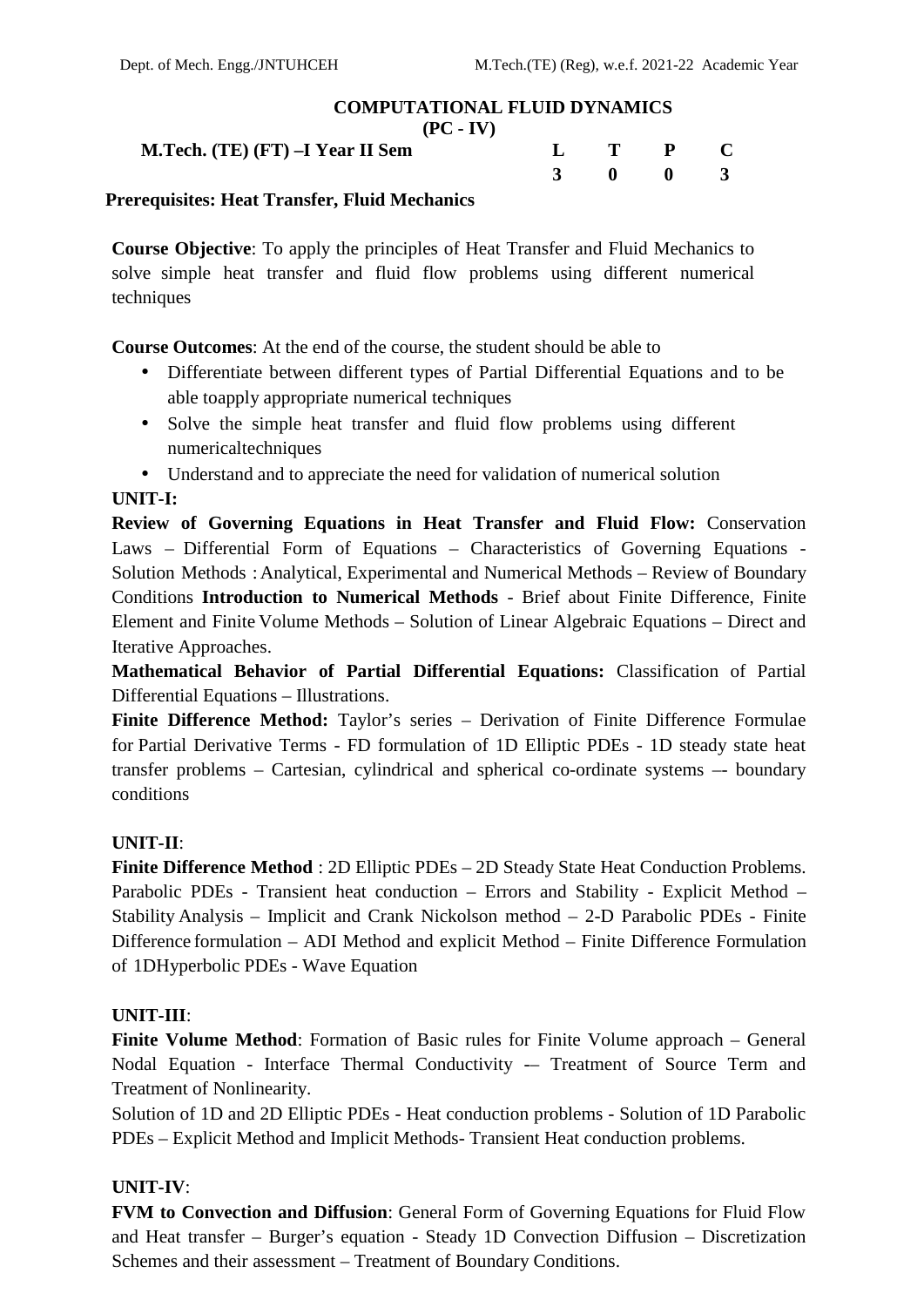# COMPUTATIONAL FLUID DYNAMICS
## (PC - IV)

**M.Tech. (TE) (FT) –I Year II Sem**

| L | T | P | C |
|---|---|---|---|
| 3 | 0 | 0 | 3 |

**Prerequisites: Heat Transfer, Fluid Mechanics**

**Course Objective**: To apply the principles of Heat Transfer and Fluid Mechanics to solve simple heat transfer and fluid flow problems using different numerical techniques

**Course Outcomes**: At the end of the course, the student should be able to

- Differentiate between different types of Partial Differential Equations and to be able toapply appropriate numerical techniques
- Solve the simple heat transfer and fluid flow problems using different numericaltechniques
- Understand and to appreciate the need for validation of numerical solution

**UNIT-I:**

**Review of Governing Equations in Heat Transfer and Fluid Flow:** Conservation Laws – Differential Form of Equations – Characteristics of Governing Equations - Solution Methods : Analytical, Experimental and Numerical Methods – Review of Boundary Conditions **Introduction to Numerical Methods** - Brief about Finite Difference, Finite Element and Finite Volume Methods – Solution of Linear Algebraic Equations – Direct and Iterative Approaches.

**Mathematical Behavior of Partial Differential Equations:** Classification of Partial Differential Equations – Illustrations.

**Finite Difference Method:** Taylor's series – Derivation of Finite Difference Formulae for Partial Derivative Terms - FD formulation of 1D Elliptic PDEs - 1D steady state heat transfer problems – Cartesian, cylindrical and spherical co-ordinate systems –- boundary conditions

**UNIT-II**:

**Finite Difference Method** : 2D Elliptic PDEs – 2D Steady State Heat Conduction Problems. Parabolic PDEs - Transient heat conduction – Errors and Stability - Explicit Method – Stability Analysis – Implicit and Crank Nickolson method – 2-D Parabolic PDEs - Finite Difference formulation – ADI Method and explicit Method – Finite Difference Formulation of 1DHyperbolic PDEs - Wave Equation

**UNIT-III**:

**Finite Volume Method**: Formation of Basic rules for Finite Volume approach – General Nodal Equation - Interface Thermal Conductivity -– Treatment of Source Term and Treatment of Nonlinearity.

Solution of 1D and 2D Elliptic PDEs - Heat conduction problems - Solution of 1D Parabolic PDEs – Explicit Method and Implicit Methods- Transient Heat conduction problems.

**UNIT-IV**:

**FVM to Convection and Diffusion**: General Form of Governing Equations for Fluid Flow and Heat transfer – Burger's equation - Steady 1D Convection Diffusion – Discretization Schemes and their assessment – Treatment of Boundary Conditions.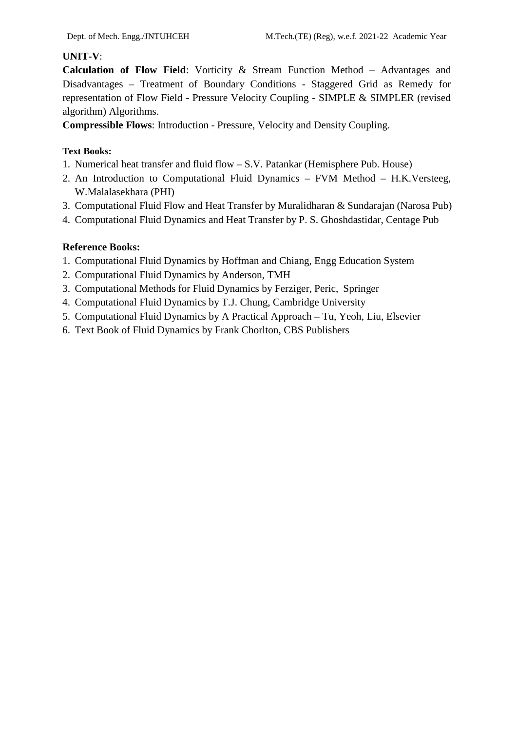**UNIT-V**:

**Calculation of Flow Field**: Vorticity & Stream Function Method – Advantages and Disadvantages – Treatment of Boundary Conditions - Staggered Grid as Remedy for representation of Flow Field - Pressure Velocity Coupling - SIMPLE & SIMPLER (revised algorithm) Algorithms.

**Compressible Flows**: Introduction - Pressure, Velocity and Density Coupling.

**Text Books:**

1. Numerical heat transfer and fluid flow – S.V. Patankar (Hemisphere Pub. House)
2. An Introduction to Computational Fluid Dynamics – FVM Method – H.K.Versteeg, W.Malalasekhara (PHI)
3. Computational Fluid Flow and Heat Transfer by Muralidharan & Sundarajan (Narosa Pub)
4. Computational Fluid Dynamics and Heat Transfer by P. S. Ghoshdastidar, Centage Pub

**Reference Books:**

1. Computational Fluid Dynamics by Hoffman and Chiang, Engg Education System
2. Computational Fluid Dynamics by Anderson, TMH
3. Computational Methods for Fluid Dynamics by Ferziger, Peric, Springer
4. Computational Fluid Dynamics by T.J. Chung, Cambridge University
5. Computational Fluid Dynamics by A Practical Approach – Tu, Yeoh, Liu, Elsevier
6. Text Book of Fluid Dynamics by Frank Chorlton, CBS Publishers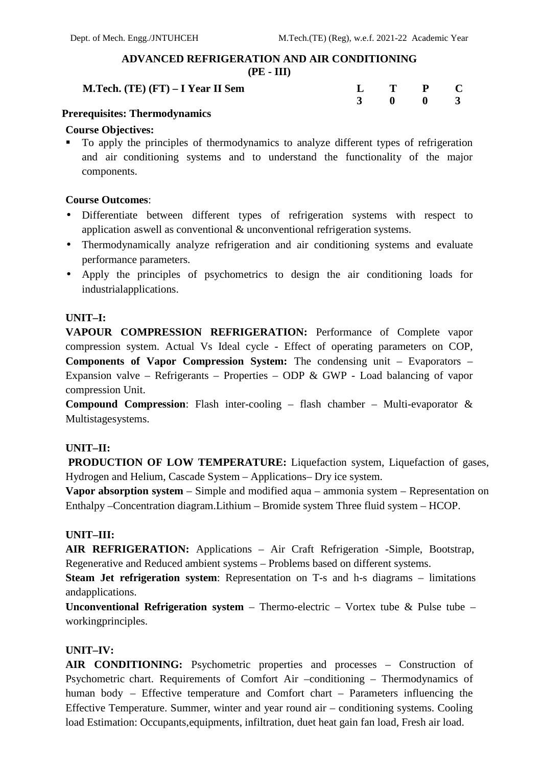## ADVANCED REFRIGERATION AND AIR CONDITIONING
### (PE - III)

| M.Tech. (TE) (FT) – I Year II Sem | L | T | P | C |
|---|---|---|---|---|
| | 3 | 0 | 0 | 3 |

**Prerequisites: Thermodynamics**

**Course Objectives:**

- To apply the principles of thermodynamics to analyze different types of refrigeration and air conditioning systems and to understand the functionality of the major components.

**Course Outcomes**:

- Differentiate between different types of refrigeration systems with respect to application aswell as conventional & unconventional refrigeration systems.
- Thermodynamically analyze refrigeration and air conditioning systems and evaluate performance parameters.
- Apply the principles of psychometrics to design the air conditioning loads for industrialapplications.

**UNIT–I:**

**VAPOUR COMPRESSION REFRIGERATION:** Performance of Complete vapor compression system. Actual Vs Ideal cycle - Effect of operating parameters on COP, **Components of Vapor Compression System:** The condensing unit – Evaporators – Expansion valve – Refrigerants – Properties – ODP & GWP - Load balancing of vapor compression Unit.

**Compound Compression**: Flash inter-cooling – flash chamber – Multi-evaporator & Multistagesystems.

**UNIT–II:**

**PRODUCTION OF LOW TEMPERATURE:** Liquefaction system, Liquefaction of gases, Hydrogen and Helium, Cascade System – Applications– Dry ice system.

**Vapor absorption system** – Simple and modified aqua – ammonia system – Representation on Enthalpy –Concentration diagram.Lithium – Bromide system Three fluid system – HCOP.

**UNIT–III:**

**AIR REFRIGERATION:** Applications – Air Craft Refrigeration -Simple, Bootstrap, Regenerative and Reduced ambient systems – Problems based on different systems.

**Steam Jet refrigeration system**: Representation on T-s and h-s diagrams – limitations andapplications.

**Unconventional Refrigeration system** – Thermo-electric – Vortex tube & Pulse tube – workingprinciples.

**UNIT–IV:**

**AIR CONDITIONING:** Psychometric properties and processes – Construction of Psychometric chart. Requirements of Comfort Air –conditioning – Thermodynamics of human body – Effective temperature and Comfort chart – Parameters influencing the Effective Temperature. Summer, winter and year round air – conditioning systems. Cooling load Estimation: Occupants,equipments, infiltration, duet heat gain fan load, Fresh air load.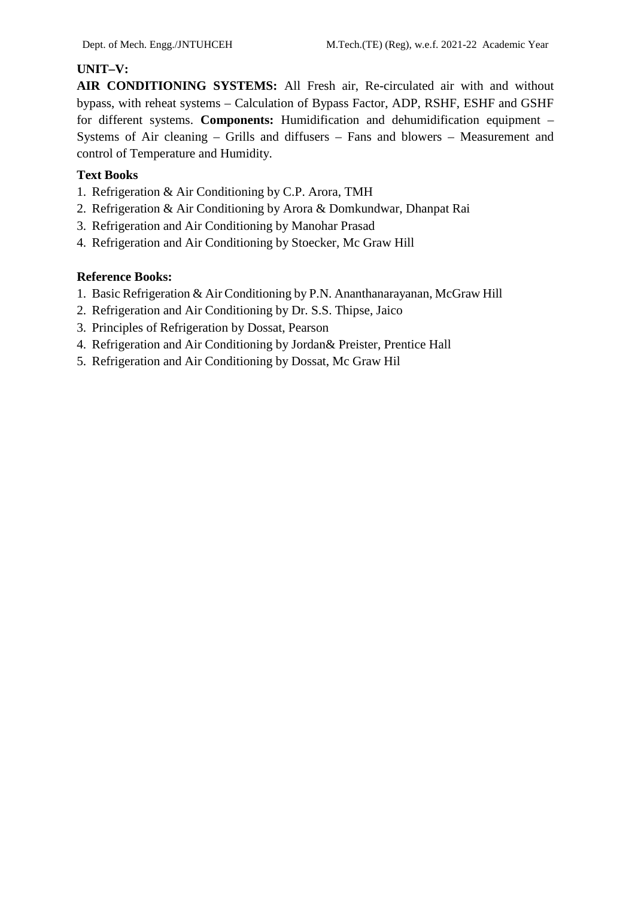**UNIT–V:**

**AIR CONDITIONING SYSTEMS:** All Fresh air, Re-circulated air with and without bypass, with reheat systems – Calculation of Bypass Factor, ADP, RSHF, ESHF and GSHF for different systems. **Components:** Humidification and dehumidification equipment – Systems of Air cleaning – Grills and diffusers – Fans and blowers – Measurement and control of Temperature and Humidity.

**Text Books**

1. Refrigeration & Air Conditioning by C.P. Arora, TMH
2. Refrigeration & Air Conditioning by Arora & Domkundwar, Dhanpat Rai
3. Refrigeration and Air Conditioning by Manohar Prasad
4. Refrigeration and Air Conditioning by Stoecker, Mc Graw Hill

**Reference Books:**

1. Basic Refrigeration & Air Conditioning by P.N. Ananthanarayanan, McGraw Hill
2. Refrigeration and Air Conditioning by Dr. S.S. Thipse, Jaico
3. Principles of Refrigeration by Dossat, Pearson
4. Refrigeration and Air Conditioning by Jordan& Preister, Prentice Hall
5. Refrigeration and Air Conditioning by Dossat, Mc Graw Hil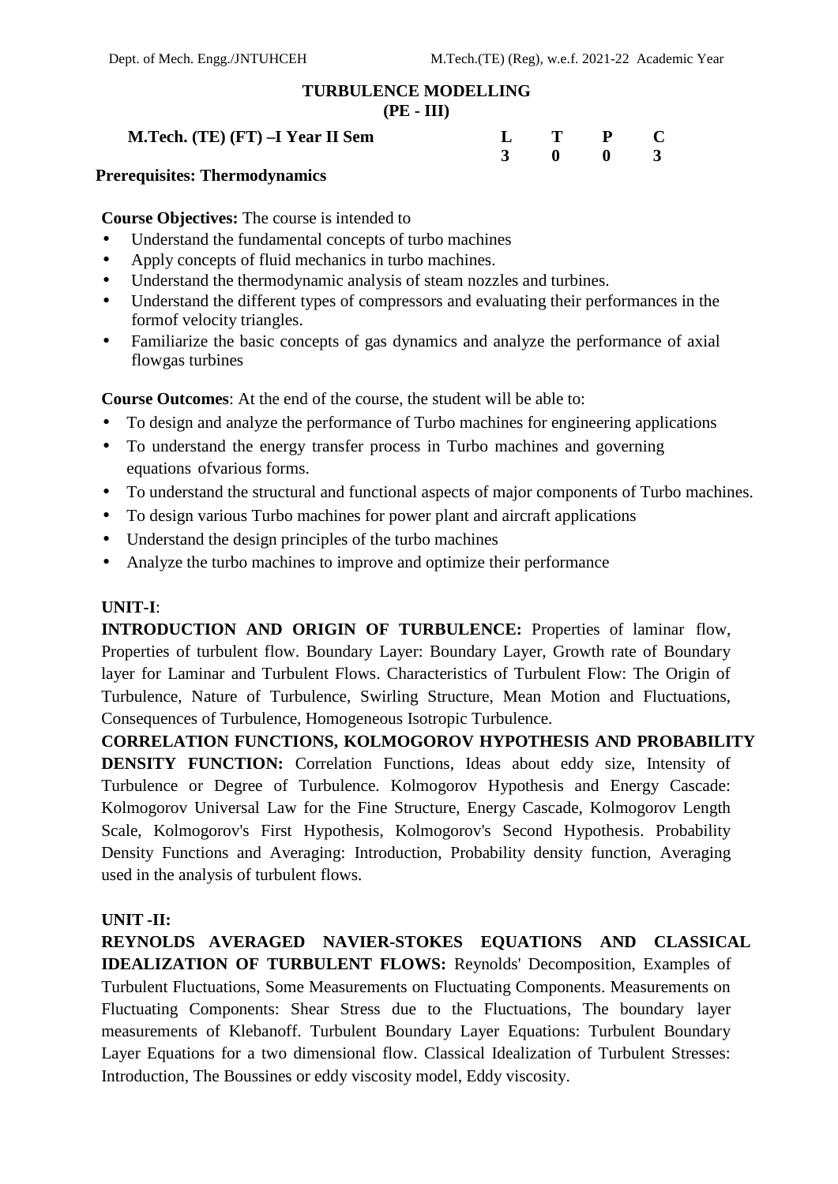# TURBULENCE MODELLING
## (PE - III)

**M.Tech. (TE) (FT) –I Year II Sem**

| L | T | P | C |
|---|---|---|---|
| 3 | 0 | 0 | 3 |

**Prerequisites: Thermodynamics**

**Course Objectives:** The course is intended to

- Understand the fundamental concepts of turbo machines
- Apply concepts of fluid mechanics in turbo machines.
- Understand the thermodynamic analysis of steam nozzles and turbines.
- Understand the different types of compressors and evaluating their performances in the formof velocity triangles.
- Familiarize the basic concepts of gas dynamics and analyze the performance of axial flowgas turbines

**Course Outcomes**: At the end of the course, the student will be able to:

- To design and analyze the performance of Turbo machines for engineering applications
- To understand the energy transfer process in Turbo machines and governing equations ofvarious forms.
- To understand the structural and functional aspects of major components of Turbo machines.
- To design various Turbo machines for power plant and aircraft applications
- Understand the design principles of the turbo machines
- Analyze the turbo machines to improve and optimize their performance

**UNIT-I**:

**INTRODUCTION AND ORIGIN OF TURBULENCE:** Properties of laminar flow, Properties of turbulent flow. Boundary Layer: Boundary Layer, Growth rate of Boundary layer for Laminar and Turbulent Flows. Characteristics of Turbulent Flow: The Origin of Turbulence, Nature of Turbulence, Swirling Structure, Mean Motion and Fluctuations, Consequences of Turbulence, Homogeneous Isotropic Turbulence.

**CORRELATION FUNCTIONS, KOLMOGOROV HYPOTHESIS AND PROBABILITY DENSITY FUNCTION:** Correlation Functions, Ideas about eddy size, Intensity of Turbulence or Degree of Turbulence. Kolmogorov Hypothesis and Energy Cascade: Kolmogorov Universal Law for the Fine Structure, Energy Cascade, Kolmogorov Length Scale, Kolmogorov's First Hypothesis, Kolmogorov's Second Hypothesis. Probability Density Functions and Averaging: Introduction, Probability density function, Averaging used in the analysis of turbulent flows.

**UNIT -II:**

**REYNOLDS AVERAGED NAVIER-STOKES EQUATIONS AND CLASSICAL IDEALIZATION OF TURBULENT FLOWS:** Reynolds' Decomposition, Examples of Turbulent Fluctuations, Some Measurements on Fluctuating Components. Measurements on Fluctuating Components: Shear Stress due to the Fluctuations, The boundary layer measurements of Klebanoff. Turbulent Boundary Layer Equations: Turbulent Boundary Layer Equations for a two dimensional flow. Classical Idealization of Turbulent Stresses: Introduction, The Boussines or eddy viscosity model, Eddy viscosity.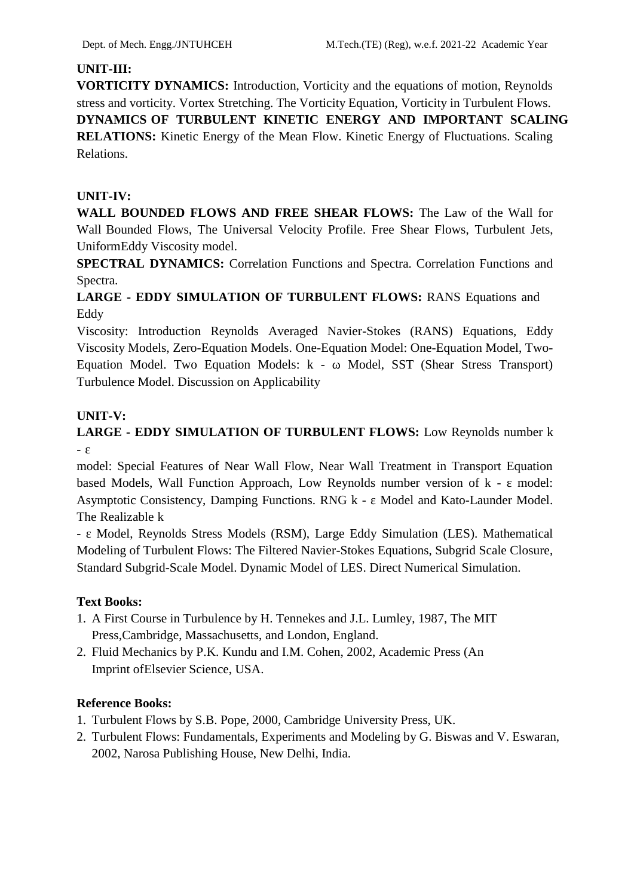**UNIT-III:**

**VORTICITY DYNAMICS:** Introduction, Vorticity and the equations of motion, Reynolds stress and vorticity. Vortex Stretching. The Vorticity Equation, Vorticity in Turbulent Flows.

**DYNAMICS OF TURBULENT KINETIC ENERGY AND IMPORTANT SCALING RELATIONS:** Kinetic Energy of the Mean Flow. Kinetic Energy of Fluctuations. Scaling Relations.

**UNIT-IV:**

**WALL BOUNDED FLOWS AND FREE SHEAR FLOWS:** The Law of the Wall for Wall Bounded Flows, The Universal Velocity Profile. Free Shear Flows, Turbulent Jets, UniformEddy Viscosity model.

**SPECTRAL DYNAMICS:** Correlation Functions and Spectra. Correlation Functions and Spectra.

**LARGE - EDDY SIMULATION OF TURBULENT FLOWS:** RANS Equations and Eddy

Viscosity: Introduction Reynolds Averaged Navier-Stokes (RANS) Equations, Eddy Viscosity Models, Zero-Equation Models. One-Equation Model: One-Equation Model, Two-Equation Model. Two Equation Models: $k$ - $\omega$ Model, SST (Shear Stress Transport) Turbulence Model. Discussion on Applicability

**UNIT-V:**

**LARGE - EDDY SIMULATION OF TURBULENT FLOWS:** Low Reynolds number $k$ - $\varepsilon$

model: Special Features of Near Wall Flow, Near Wall Treatment in Transport Equation based Models, Wall Function Approach, Low Reynolds number version of $k$ - $\varepsilon$ model: Asymptotic Consistency, Damping Functions. RNG $k$ - $\varepsilon$ Model and Kato-Launder Model. The Realizable $k$

- $\varepsilon$ Model, Reynolds Stress Models (RSM), Large Eddy Simulation (LES). Mathematical Modeling of Turbulent Flows: The Filtered Navier-Stokes Equations, Subgrid Scale Closure, Standard Subgrid-Scale Model. Dynamic Model of LES. Direct Numerical Simulation.

**Text Books:**

1. A First Course in Turbulence by H. Tennekes and J.L. Lumley, 1987, The MIT Press,Cambridge, Massachusetts, and London, England.
2. Fluid Mechanics by P.K. Kundu and I.M. Cohen, 2002, Academic Press (An Imprint ofElsevier Science, USA.

**Reference Books:**

1. Turbulent Flows by S.B. Pope, 2000, Cambridge University Press, UK.
2. Turbulent Flows: Fundamentals, Experiments and Modeling by G. Biswas and V. Eswaran, 2002, Narosa Publishing House, New Delhi, India.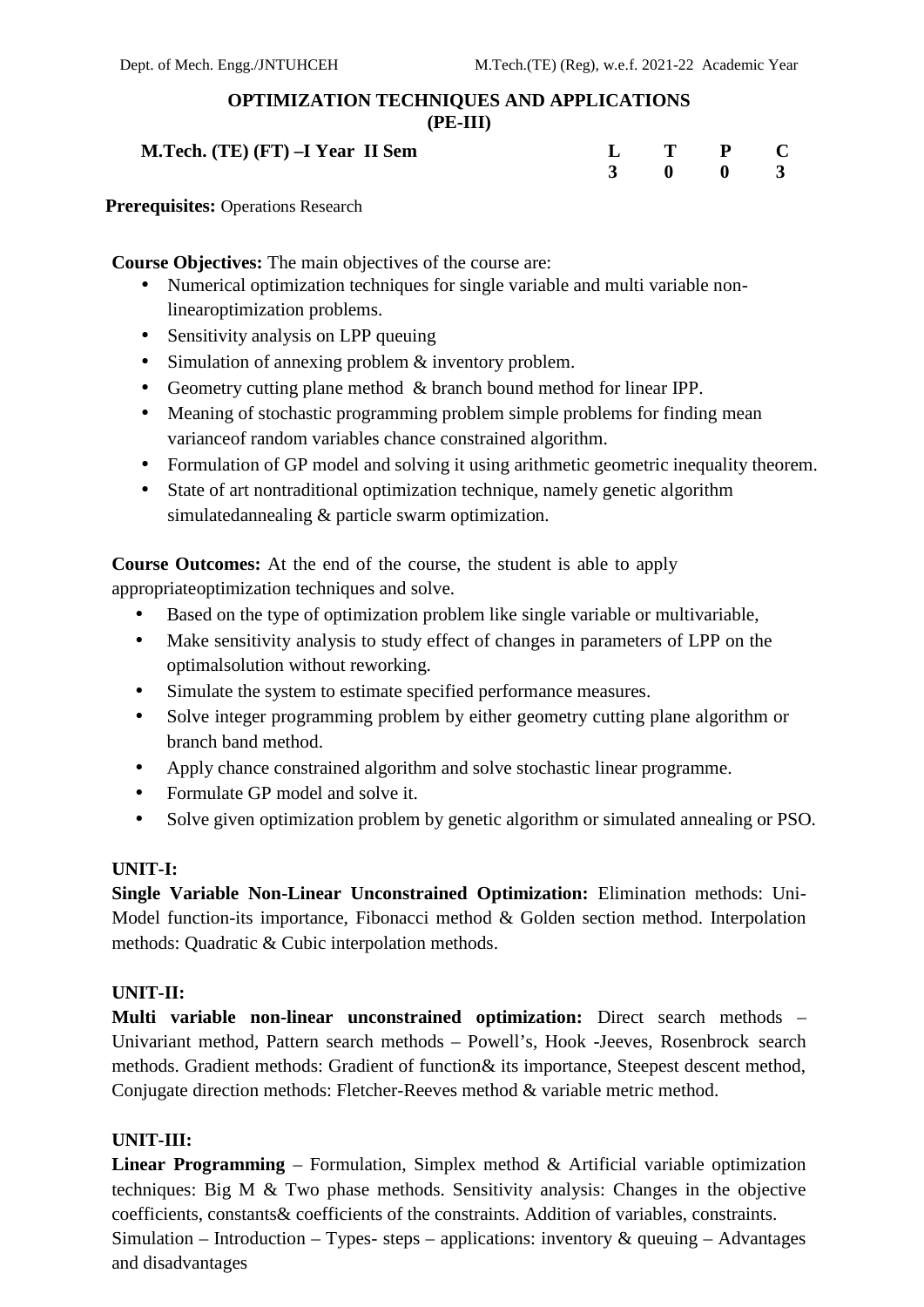## OPTIMIZATION TECHNIQUES AND APPLICATIONS
### (PE-III)

**M.Tech. (TE) (FT) –I Year II Sem**

| L | T | P | C |
|---|---|---|---|
| 3 | 0 | 0 | 3 |

**Prerequisites:** Operations Research

**Course Objectives:** The main objectives of the course are:

- Numerical optimization techniques for single variable and multi variable non-linearoptimization problems.
- Sensitivity analysis on LPP queuing
- Simulation of annexing problem & inventory problem.
- Geometry cutting plane method & branch bound method for linear IPP.
- Meaning of stochastic programming problem simple problems for finding mean varianceof random variables chance constrained algorithm.
- Formulation of GP model and solving it using arithmetic geometric inequality theorem.
- State of art nontraditional optimization technique, namely genetic algorithm simulatedannealing & particle swarm optimization.

**Course Outcomes:** At the end of the course, the student is able to apply appropriateoptimization techniques and solve.

- Based on the type of optimization problem like single variable or multivariable,
- Make sensitivity analysis to study effect of changes in parameters of LPP on the optimalsolution without reworking.
- Simulate the system to estimate specified performance measures.
- Solve integer programming problem by either geometry cutting plane algorithm or branch band method.
- Apply chance constrained algorithm and solve stochastic linear programme.
- Formulate GP model and solve it.
- Solve given optimization problem by genetic algorithm or simulated annealing or PSO.

**UNIT-I:**

**Single Variable Non-Linear Unconstrained Optimization:** Elimination methods: Uni-Model function-its importance, Fibonacci method & Golden section method. Interpolation methods: Quadratic & Cubic interpolation methods.

**UNIT-II:**

**Multi variable non-linear unconstrained optimization:** Direct search methods – Univariant method, Pattern search methods – Powell's, Hook -Jeeves, Rosenbrock search methods. Gradient methods: Gradient of function& its importance, Steepest descent method, Conjugate direction methods: Fletcher-Reeves method & variable metric method.

**UNIT-III:**

**Linear Programming** – Formulation, Simplex method & Artificial variable optimization techniques: Big M & Two phase methods. Sensitivity analysis: Changes in the objective coefficients, constants& coefficients of the constraints. Addition of variables, constraints.
Simulation – Introduction – Types- steps – applications: inventory & queuing – Advantages and disadvantages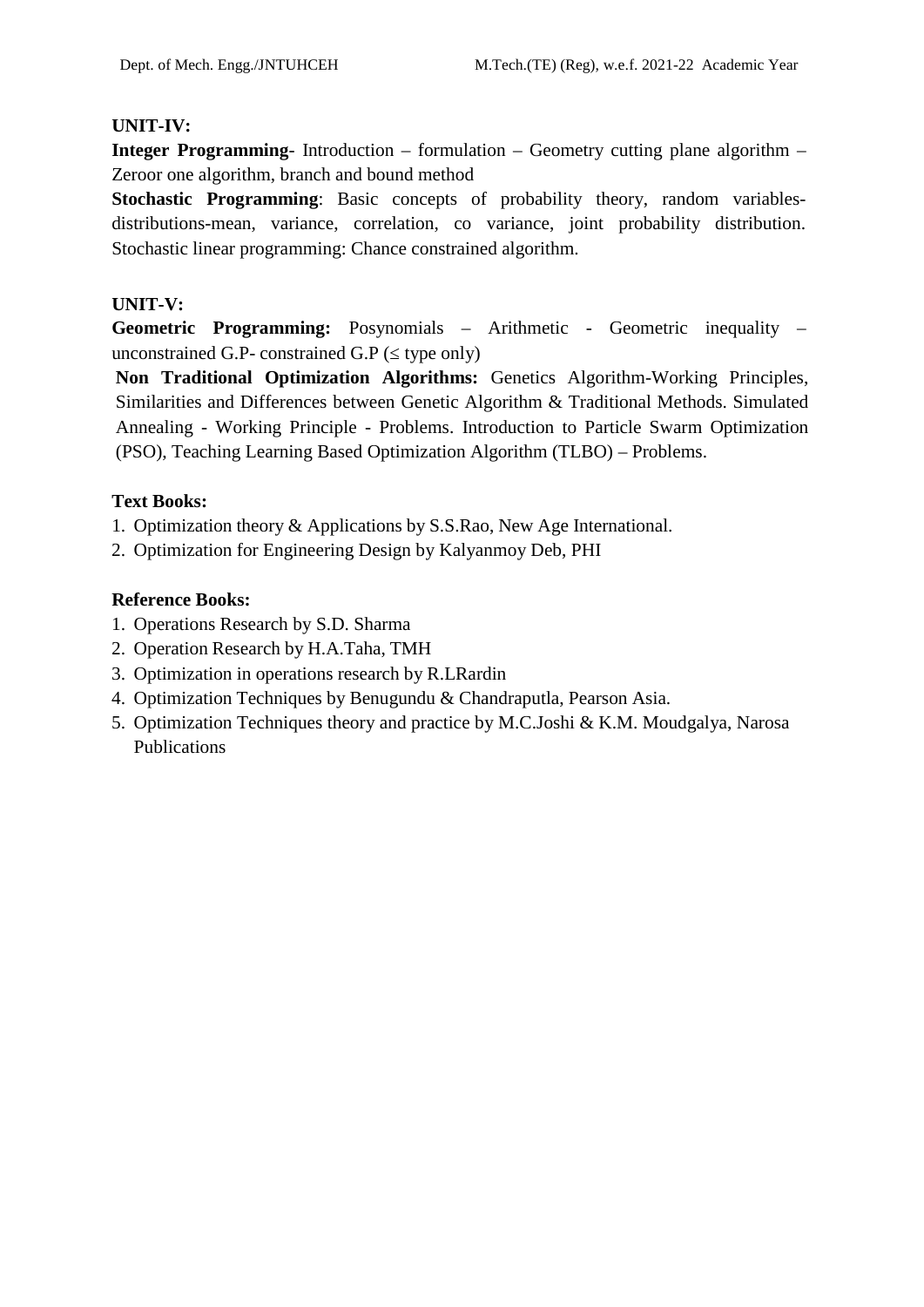**UNIT-IV:**

**Integer Programming**- Introduction – formulation – Geometry cutting plane algorithm – Zeroor one algorithm, branch and bound method

**Stochastic Programming**: Basic concepts of probability theory, random variables-distributions-mean, variance, correlation, co variance, joint probability distribution. Stochastic linear programming: Chance constrained algorithm.

**UNIT-V:**

**Geometric Programming:** Posynomials – Arithmetic - Geometric inequality – unconstrained G.P- constrained G.P ($\leq$ type only)

**Non Traditional Optimization Algorithms:** Genetics Algorithm-Working Principles, Similarities and Differences between Genetic Algorithm & Traditional Methods. Simulated Annealing - Working Principle - Problems. Introduction to Particle Swarm Optimization (PSO), Teaching Learning Based Optimization Algorithm (TLBO) – Problems.

**Text Books:**

1. Optimization theory & Applications by S.S.Rao, New Age International.
2. Optimization for Engineering Design by Kalyanmoy Deb, PHI

**Reference Books:**

1. Operations Research by S.D. Sharma
2. Operation Research by H.A.Taha, TMH
3. Optimization in operations research by R.LRardin
4. Optimization Techniques by Benugundu & Chandraputla, Pearson Asia.
5. Optimization Techniques theory and practice by M.C.Joshi & K.M. Moudgalya, Narosa Publications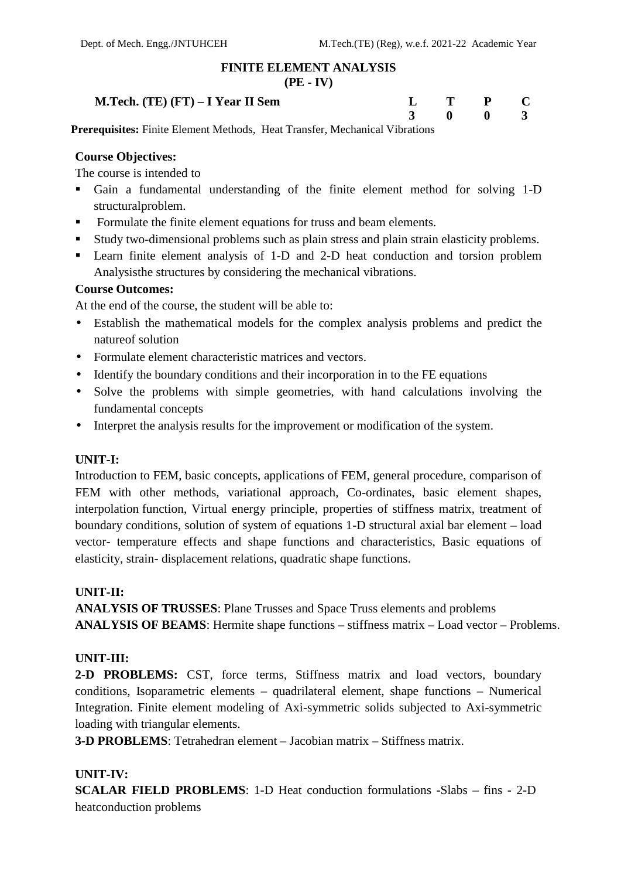# FINITE ELEMENT ANALYSIS
## (PE - IV)

| **M.Tech. (TE) (FT) – I Year II Sem** | **L** | **T** | **P** | **C** |
|---|---|---|---|---|
| | **3** | **0** | **0** | **3** |

**Prerequisites:** Finite Element Methods, Heat Transfer, Mechanical Vibrations

**Course Objectives:**

The course is intended to

- Gain a fundamental understanding of the finite element method for solving 1-D structuralproblem.
- Formulate the finite element equations for truss and beam elements.
- Study two-dimensional problems such as plain stress and plain strain elasticity problems.
- Learn finite element analysis of 1-D and 2-D heat conduction and torsion problem Analysisthe structures by considering the mechanical vibrations.

**Course Outcomes:**

At the end of the course, the student will be able to:

- Establish the mathematical models for the complex analysis problems and predict the natureof solution
- Formulate element characteristic matrices and vectors.
- Identify the boundary conditions and their incorporation in to the FE equations
- Solve the problems with simple geometries, with hand calculations involving the fundamental concepts
- Interpret the analysis results for the improvement or modification of the system.

**UNIT-I:**

Introduction to FEM, basic concepts, applications of FEM, general procedure, comparison of FEM with other methods, variational approach, Co-ordinates, basic element shapes, interpolation function, Virtual energy principle, properties of stiffness matrix, treatment of boundary conditions, solution of system of equations 1-D structural axial bar element – load vector- temperature effects and shape functions and characteristics, Basic equations of elasticity, strain- displacement relations, quadratic shape functions.

**UNIT-II:**

**ANALYSIS OF TRUSSES**: Plane Trusses and Space Truss elements and problems

**ANALYSIS OF BEAMS**: Hermite shape functions – stiffness matrix – Load vector – Problems.

**UNIT-III:**

**2-D PROBLEMS:** CST, force terms, Stiffness matrix and load vectors, boundary conditions, Isoparametric elements – quadrilateral element, shape functions – Numerical Integration. Finite element modeling of Axi-symmetric solids subjected to Axi-symmetric loading with triangular elements.

**3-D PROBLEMS**: Tetrahedran element – Jacobian matrix – Stiffness matrix.

**UNIT-IV:**

**SCALAR FIELD PROBLEMS**: 1-D Heat conduction formulations -Slabs – fins - 2-D heatconduction problems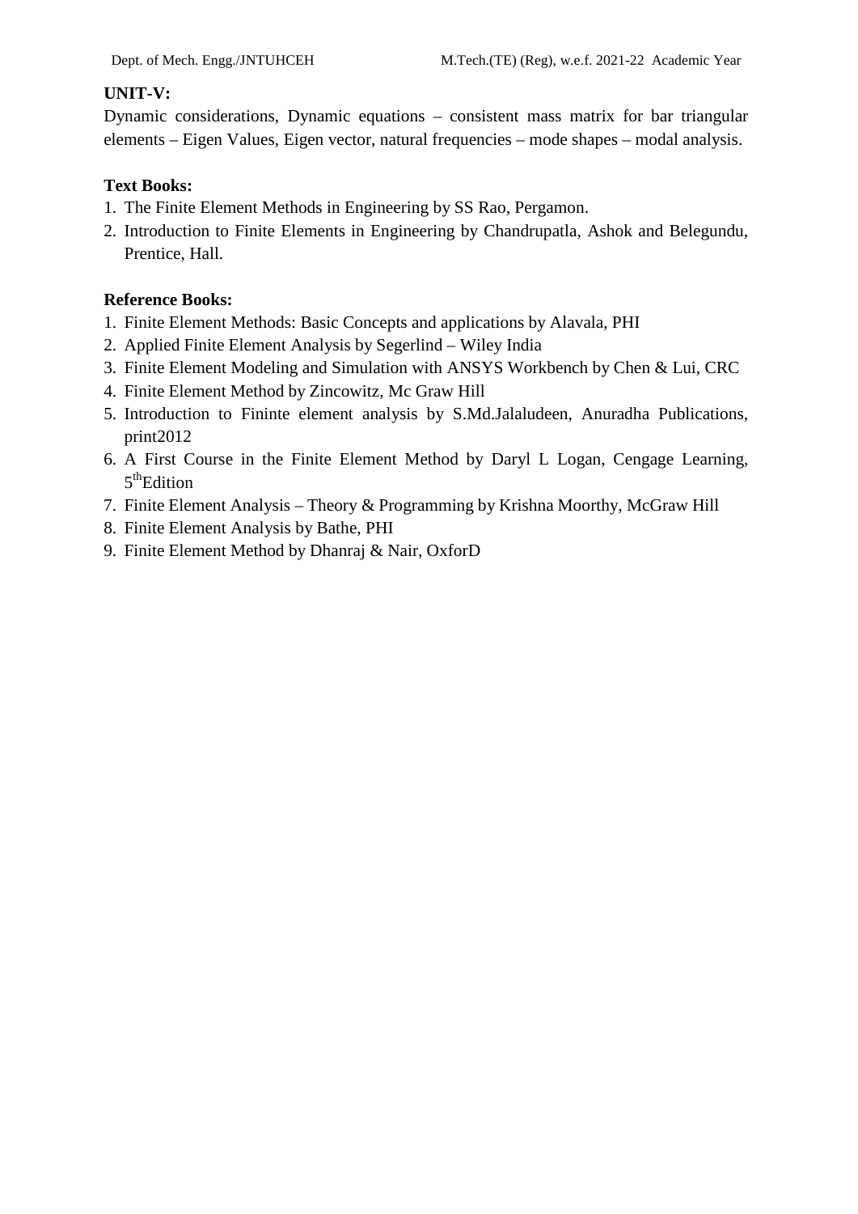**UNIT-V:**

Dynamic considerations, Dynamic equations – consistent mass matrix for bar triangular elements – Eigen Values, Eigen vector, natural frequencies – mode shapes – modal analysis.

**Text Books:**

1. The Finite Element Methods in Engineering by SS Rao, Pergamon.
2. Introduction to Finite Elements in Engineering by Chandrupatla, Ashok and Belegundu, Prentice, Hall.

**Reference Books:**

1. Finite Element Methods: Basic Concepts and applications by Alavala, PHI
2. Applied Finite Element Analysis by Segerlind – Wiley India
3. Finite Element Modeling and Simulation with ANSYS Workbench by Chen & Lui, CRC
4. Finite Element Method by Zincowitz, Mc Graw Hill
5. Introduction to Fininte element analysis by S.Md.Jalaludeen, Anuradha Publications, print2012
6. A First Course in the Finite Element Method by Daryl L Logan, Cengage Learning, 5thEdition
7. Finite Element Analysis – Theory & Programming by Krishna Moorthy, McGraw Hill
8. Finite Element Analysis by Bathe, PHI
9. Finite Element Method by Dhanraj & Nair, OxforD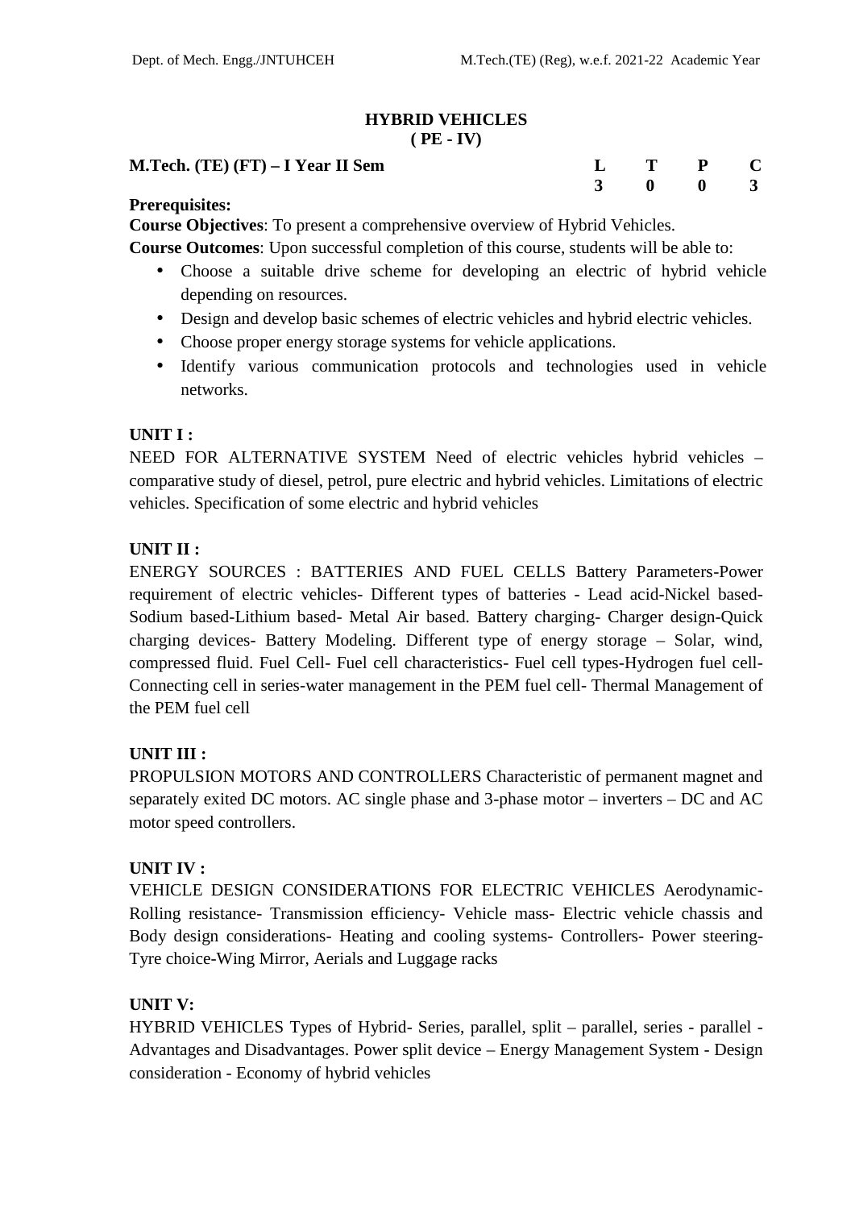# HYBRID VEHICLES
## ( PE - IV)

**M.Tech. (TE) (FT) – I Year II Sem**

| L | T | P | C |
|---|---|---|---|
| 3 | 0 | 0 | 3 |

**Prerequisites:**

**Course Objectives**: To present a comprehensive overview of Hybrid Vehicles.

**Course Outcomes**: Upon successful completion of this course, students will be able to:

- Choose a suitable drive scheme for developing an electric of hybrid vehicle depending on resources.
- Design and develop basic schemes of electric vehicles and hybrid electric vehicles.
- Choose proper energy storage systems for vehicle applications.
- Identify various communication protocols and technologies used in vehicle networks.

**UNIT I :**

NEED FOR ALTERNATIVE SYSTEM Need of electric vehicles hybrid vehicles – comparative study of diesel, petrol, pure electric and hybrid vehicles. Limitations of electric vehicles. Specification of some electric and hybrid vehicles

**UNIT II :**

ENERGY SOURCES : BATTERIES AND FUEL CELLS Battery Parameters-Power requirement of electric vehicles- Different types of batteries - Lead acid-Nickel based-Sodium based-Lithium based- Metal Air based. Battery charging- Charger design-Quick charging devices- Battery Modeling. Different type of energy storage – Solar, wind, compressed fluid. Fuel Cell- Fuel cell characteristics- Fuel cell types-Hydrogen fuel cell-Connecting cell in series-water management in the PEM fuel cell- Thermal Management of the PEM fuel cell

**UNIT III :**

PROPULSION MOTORS AND CONTROLLERS Characteristic of permanent magnet and separately exited DC motors. AC single phase and 3-phase motor – inverters – DC and AC motor speed controllers.

**UNIT IV :**

VEHICLE DESIGN CONSIDERATIONS FOR ELECTRIC VEHICLES Aerodynamic-Rolling resistance- Transmission efficiency- Vehicle mass- Electric vehicle chassis and Body design considerations- Heating and cooling systems- Controllers- Power steering-Tyre choice-Wing Mirror, Aerials and Luggage racks

**UNIT V:**

HYBRID VEHICLES Types of Hybrid- Series, parallel, split – parallel, series - parallel - Advantages and Disadvantages. Power split device – Energy Management System - Design consideration - Economy of hybrid vehicles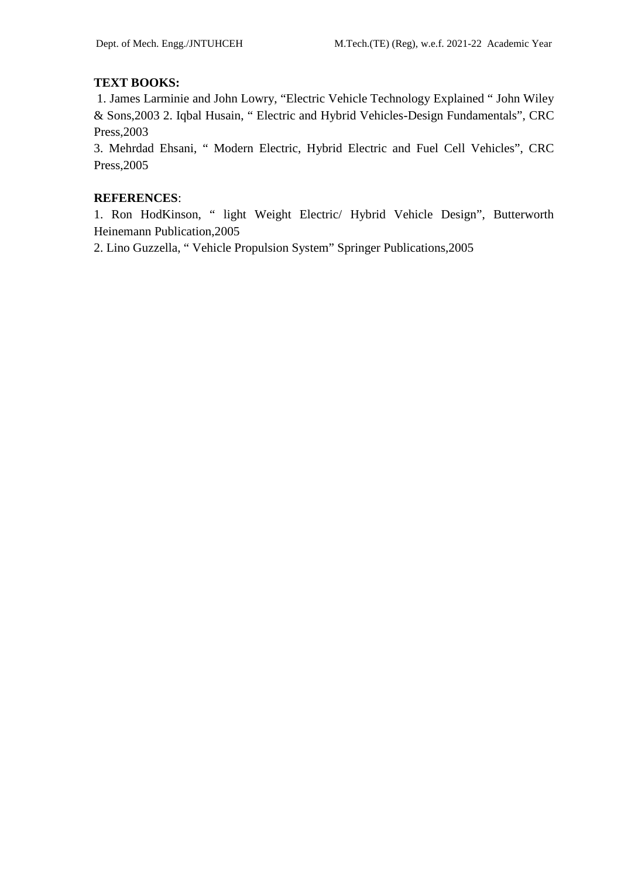**TEXT BOOKS:**

1. James Larminie and John Lowry, “Electric Vehicle Technology Explained “ John Wiley & Sons,2003 2. Iqbal Husain, “ Electric and Hybrid Vehicles-Design Fundamentals”, CRC Press,2003
3. Mehrdad Ehsani, “ Modern Electric, Hybrid Electric and Fuel Cell Vehicles”, CRC Press,2005

**REFERENCES**:

1. Ron HodKinson, “ light Weight Electric/ Hybrid Vehicle Design”, Butterworth Heinemann Publication,2005
2. Lino Guzzella, “ Vehicle Propulsion System” Springer Publications,2005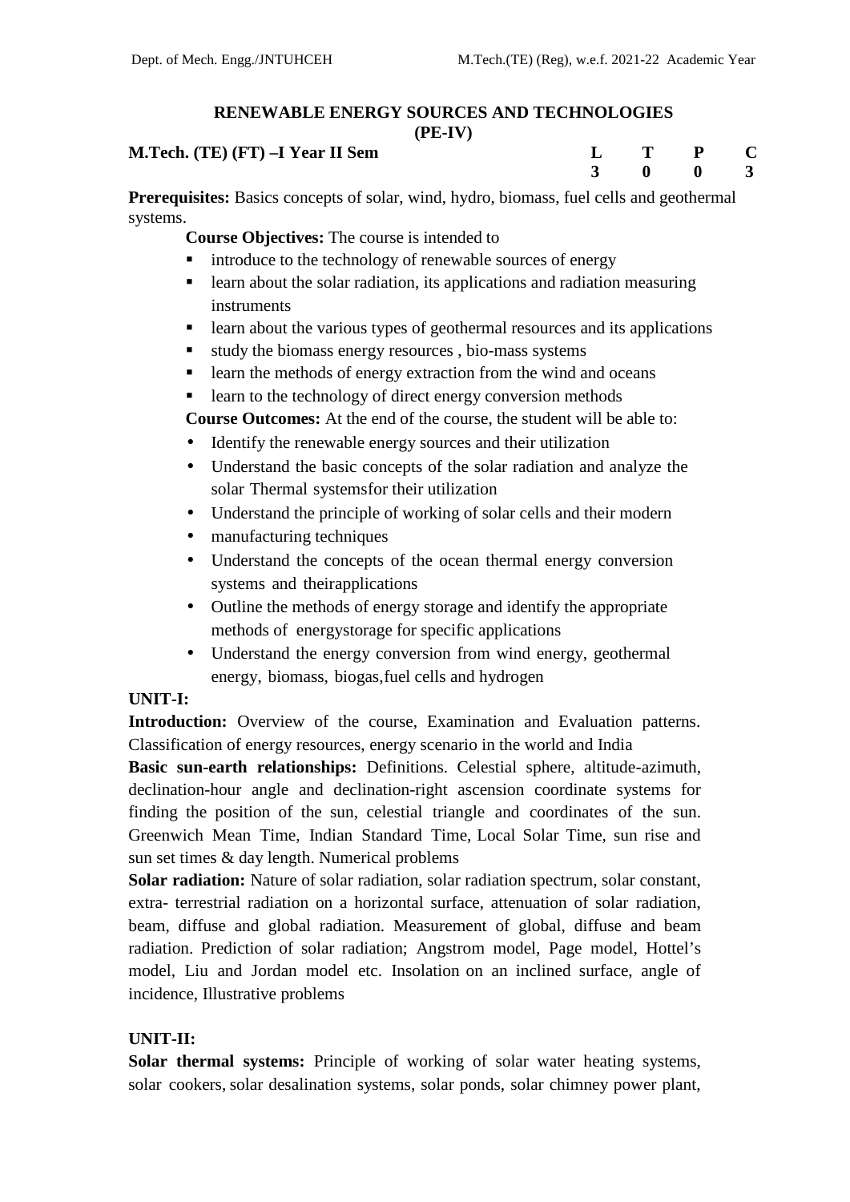## RENEWABLE ENERGY SOURCES AND TECHNOLOGIES (PE-IV)

**M.Tech. (TE) (FT) –I Year II Sem**

| L | T | P | C |
|---|---|---|---|
| 3 | 0 | 0 | 3 |

**Prerequisites:** Basics concepts of solar, wind, hydro, biomass, fuel cells and geothermal systems.

**Course Objectives:** The course is intended to

- introduce to the technology of renewable sources of energy
- learn about the solar radiation, its applications and radiation measuring instruments
- learn about the various types of geothermal resources and its applications
- study the biomass energy resources , bio-mass systems
- learn the methods of energy extraction from the wind and oceans
- learn to the technology of direct energy conversion methods

**Course Outcomes:** At the end of the course, the student will be able to:

- Identify the renewable energy sources and their utilization
- Understand the basic concepts of the solar radiation and analyze the solar Thermal systemsfor their utilization
- Understand the principle of working of solar cells and their modern
- manufacturing techniques
- Understand the concepts of the ocean thermal energy conversion systems and theirapplications
- Outline the methods of energy storage and identify the appropriate methods of energystorage for specific applications
- Understand the energy conversion from wind energy, geothermal energy, biomass, biogas,fuel cells and hydrogen

**UNIT-I:**

**Introduction:** Overview of the course, Examination and Evaluation patterns. Classification of energy resources, energy scenario in the world and India

**Basic sun-earth relationships:** Definitions. Celestial sphere, altitude-azimuth, declination-hour angle and declination-right ascension coordinate systems for finding the position of the sun, celestial triangle and coordinates of the sun. Greenwich Mean Time, Indian Standard Time, Local Solar Time, sun rise and sun set times & day length. Numerical problems

**Solar radiation:** Nature of solar radiation, solar radiation spectrum, solar constant, extra- terrestrial radiation on a horizontal surface, attenuation of solar radiation, beam, diffuse and global radiation. Measurement of global, diffuse and beam radiation. Prediction of solar radiation; Angstrom model, Page model, Hottel's model, Liu and Jordan model etc. Insolation on an inclined surface, angle of incidence, Illustrative problems

**UNIT-II:**

**Solar thermal systems:** Principle of working of solar water heating systems, solar cookers, solar desalination systems, solar ponds, solar chimney power plant,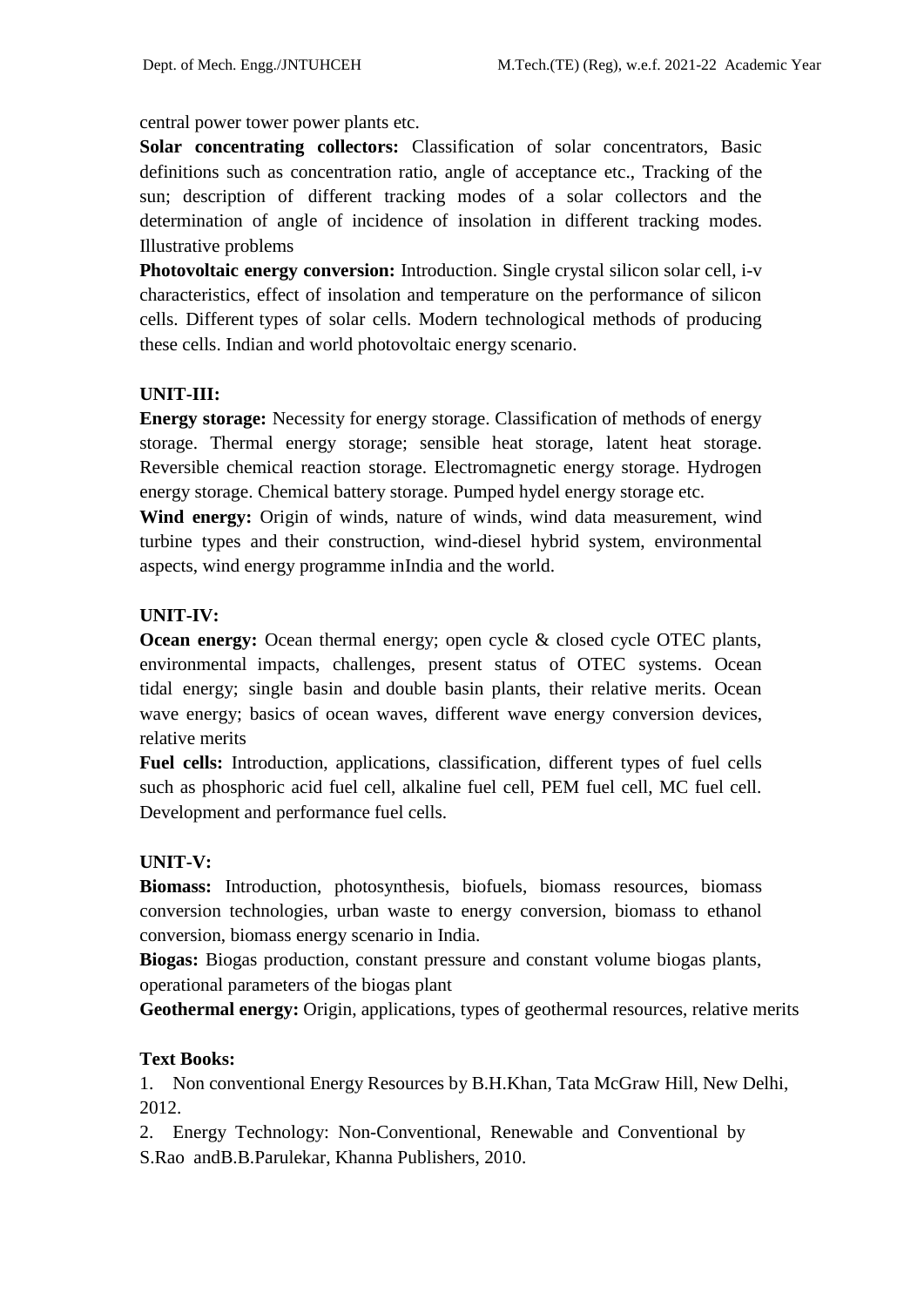central power tower power plants etc.

**Solar concentrating collectors:** Classification of solar concentrators, Basic definitions such as concentration ratio, angle of acceptance etc., Tracking of the sun; description of different tracking modes of a solar collectors and the determination of angle of incidence of insolation in different tracking modes. Illustrative problems

**Photovoltaic energy conversion:** Introduction. Single crystal silicon solar cell, i-v characteristics, effect of insolation and temperature on the performance of silicon cells. Different types of solar cells. Modern technological methods of producing these cells. Indian and world photovoltaic energy scenario.

**UNIT-III:**

**Energy storage:** Necessity for energy storage. Classification of methods of energy storage. Thermal energy storage; sensible heat storage, latent heat storage. Reversible chemical reaction storage. Electromagnetic energy storage. Hydrogen energy storage. Chemical battery storage. Pumped hydel energy storage etc.

**Wind energy:** Origin of winds, nature of winds, wind data measurement, wind turbine types and their construction, wind-diesel hybrid system, environmental aspects, wind energy programme inIndia and the world.

**UNIT-IV:**

**Ocean energy:** Ocean thermal energy; open cycle & closed cycle OTEC plants, environmental impacts, challenges, present status of OTEC systems. Ocean tidal energy; single basin and double basin plants, their relative merits. Ocean wave energy; basics of ocean waves, different wave energy conversion devices, relative merits

**Fuel cells:** Introduction, applications, classification, different types of fuel cells such as phosphoric acid fuel cell, alkaline fuel cell, PEM fuel cell, MC fuel cell. Development and performance fuel cells.

**UNIT-V:**

**Biomass:** Introduction, photosynthesis, biofuels, biomass resources, biomass conversion technologies, urban waste to energy conversion, biomass to ethanol conversion, biomass energy scenario in India.

**Biogas:** Biogas production, constant pressure and constant volume biogas plants, operational parameters of the biogas plant

**Geothermal energy:** Origin, applications, types of geothermal resources, relative merits

**Text Books:**

1. Non conventional Energy Resources by B.H.Khan, Tata McGraw Hill, New Delhi, 2012.
2. Energy Technology: Non-Conventional, Renewable and Conventional by S.Rao andB.B.Parulekar, Khanna Publishers, 2010.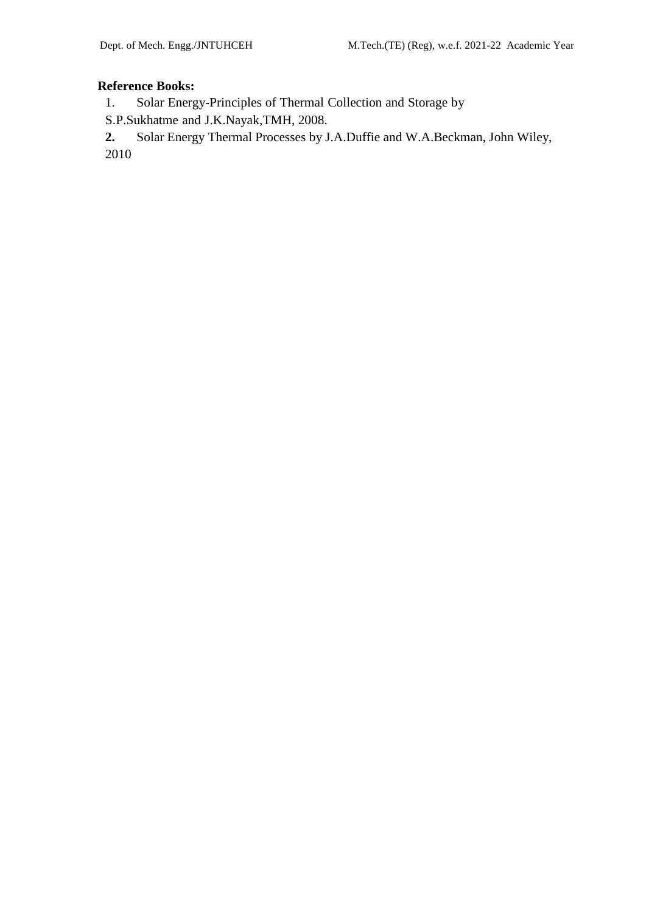**Reference Books:**

1. Solar Energy-Principles of Thermal Collection and Storage by S.P.Sukhatme and J.K.Nayak,TMH, 2008.
2. Solar Energy Thermal Processes by J.A.Duffie and W.A.Beckman, John Wiley, 2010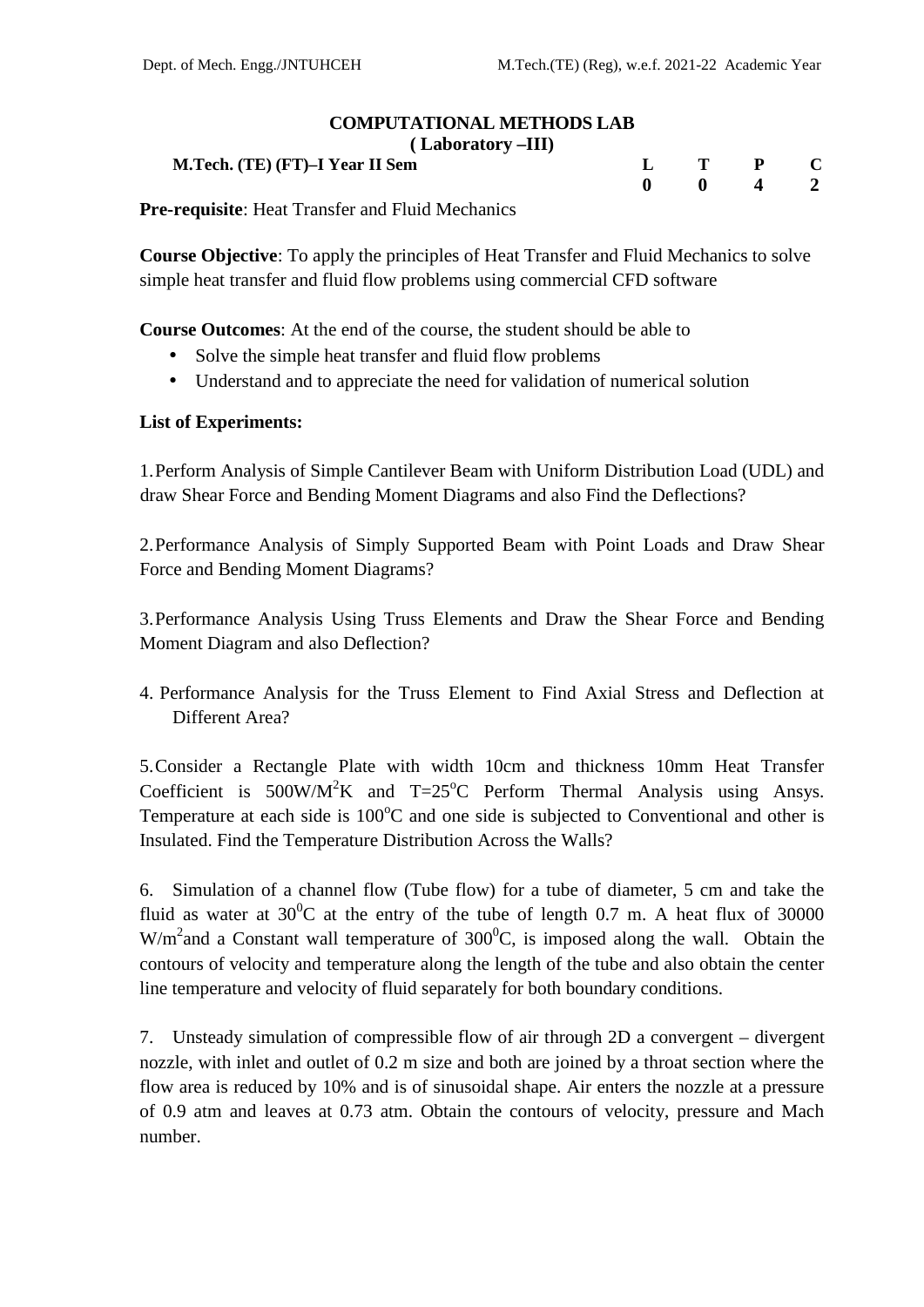## COMPUTATIONAL METHODS LAB
### ( Laboratory –III)

| **M.Tech. (TE) (FT)–I Year II Sem** | **L** | **T** | **P** | **C** |
|---|---|---|---|---|
| | **0** | **0** | **4** | **2** |

**Pre-requisite**: Heat Transfer and Fluid Mechanics

**Course Objective**: To apply the principles of Heat Transfer and Fluid Mechanics to solve simple heat transfer and fluid flow problems using commercial CFD software

**Course Outcomes**: At the end of the course, the student should be able to

- Solve the simple heat transfer and fluid flow problems
- Understand and to appreciate the need for validation of numerical solution

**List of Experiments:**

1. Perform Analysis of Simple Cantilever Beam with Uniform Distribution Load (UDL) and draw Shear Force and Bending Moment Diagrams and also Find the Deflections?

2. Performance Analysis of Simply Supported Beam with Point Loads and Draw Shear Force and Bending Moment Diagrams?

3. Performance Analysis Using Truss Elements and Draw the Shear Force and Bending Moment Diagram and also Deflection?

4. Performance Analysis for the Truss Element to Find Axial Stress and Deflection at Different Area?

5. Consider a Rectangle Plate with width 10cm and thickness 10mm Heat Transfer Coefficient is $500W/M^2K$ and $T=25^oC$ Perform Thermal Analysis using Ansys. Temperature at each side is $100^oC$ and one side is subjected to Conventional and other is Insulated. Find the Temperature Distribution Across the Walls?

6. Simulation of a channel flow (Tube flow) for a tube of diameter, 5 cm and take the fluid as water at $30^0C$ at the entry of the tube of length 0.7 m. A heat flux of 30000 $W/m^2$and a Constant wall temperature of $300^0C$, is imposed along the wall. Obtain the contours of velocity and temperature along the length of the tube and also obtain the center line temperature and velocity of fluid separately for both boundary conditions.

7. Unsteady simulation of compressible flow of air through 2D a convergent – divergent nozzle, with inlet and outlet of 0.2 m size and both are joined by a throat section where the flow area is reduced by 10% and is of sinusoidal shape. Air enters the nozzle at a pressure of 0.9 atm and leaves at 0.73 atm. Obtain the contours of velocity, pressure and Mach number.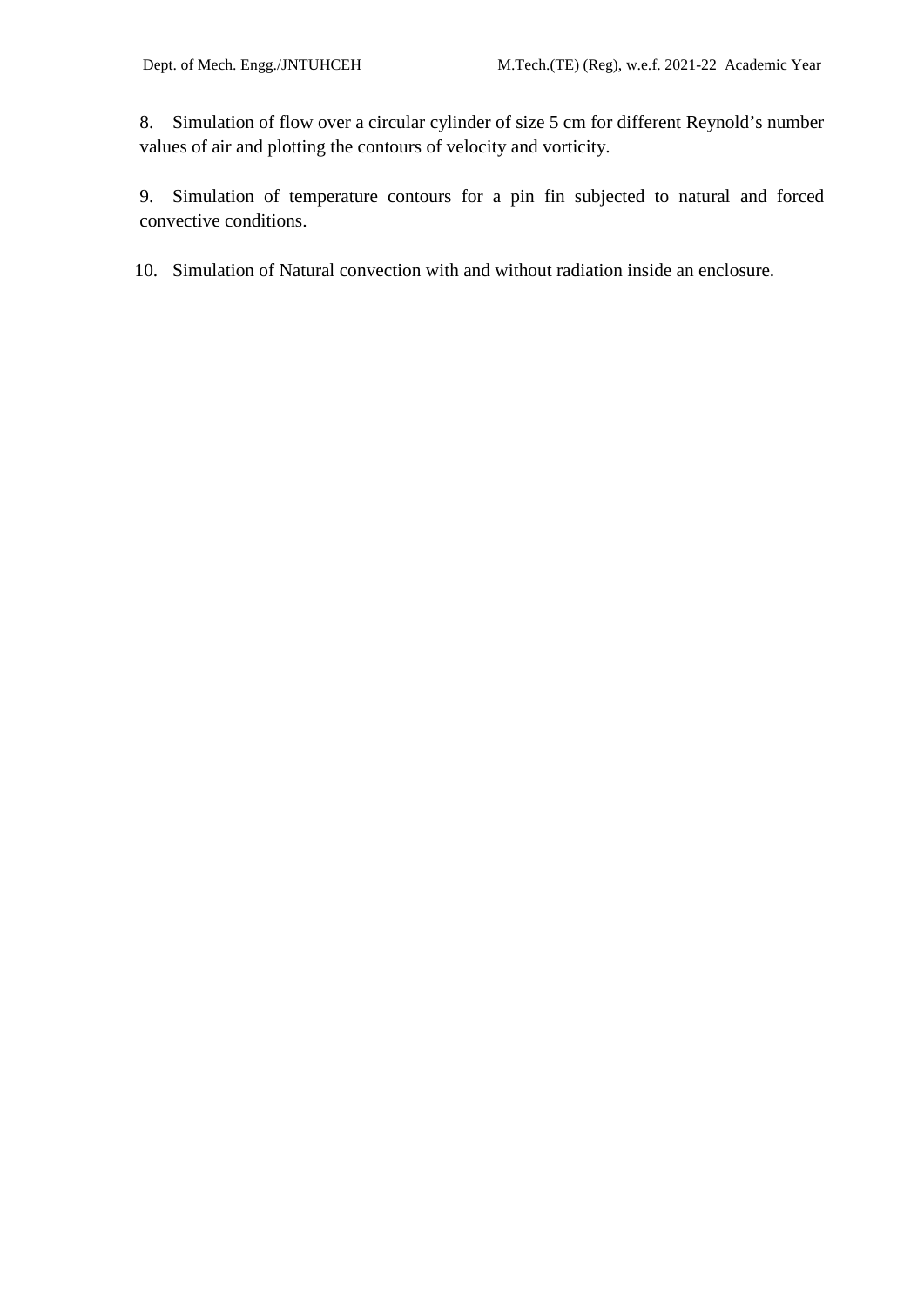8. Simulation of flow over a circular cylinder of size 5 cm for different Reynold's number values of air and plotting the contours of velocity and vorticity.

9. Simulation of temperature contours for a pin fin subjected to natural and forced convective conditions.

10. Simulation of Natural convection with and without radiation inside an enclosure.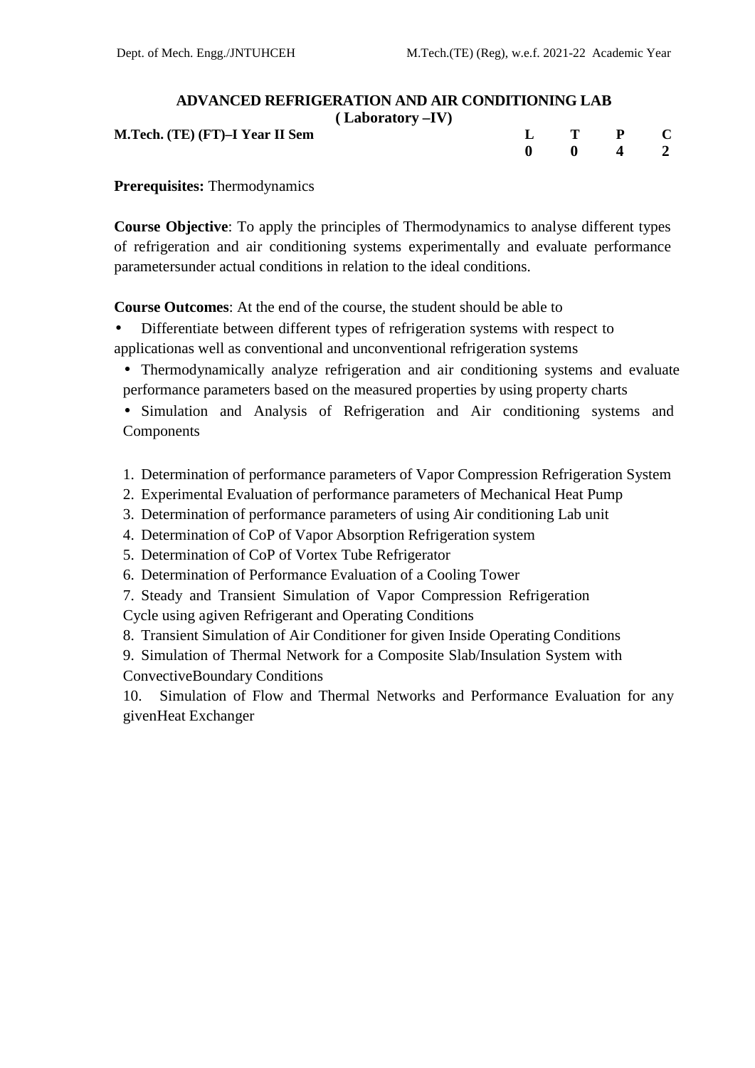# ADVANCED REFRIGERATION AND AIR CONDITIONING LAB
## ( Laboratory –IV)

**M.Tech. (TE) (FT)–I Year II Sem**

| L | T | P | C |
|---|---|---|---|
| 0 | 0 | 4 | 2 |

**Prerequisites:** Thermodynamics

**Course Objective**: To apply the principles of Thermodynamics to analyse different types of refrigeration and air conditioning systems experimentally and evaluate performance parametersunder actual conditions in relation to the ideal conditions.

**Course Outcomes**: At the end of the course, the student should be able to

- Differentiate between different types of refrigeration systems with respect to applicationas well as conventional and unconventional refrigeration systems
- Thermodynamically analyze refrigeration and air conditioning systems and evaluate performance parameters based on the measured properties by using property charts
- Simulation and Analysis of Refrigeration and Air conditioning systems and Components

1. Determination of performance parameters of Vapor Compression Refrigeration System
2. Experimental Evaluation of performance parameters of Mechanical Heat Pump
3. Determination of performance parameters of using Air conditioning Lab unit
4. Determination of CoP of Vapor Absorption Refrigeration system
5. Determination of CoP of Vortex Tube Refrigerator
6. Determination of Performance Evaluation of a Cooling Tower
7. Steady and Transient Simulation of Vapor Compression Refrigeration Cycle using agiven Refrigerant and Operating Conditions
8. Transient Simulation of Air Conditioner for given Inside Operating Conditions
9. Simulation of Thermal Network for a Composite Slab/Insulation System with ConvectiveBoundary Conditions
10. Simulation of Flow and Thermal Networks and Performance Evaluation for any givenHeat Exchanger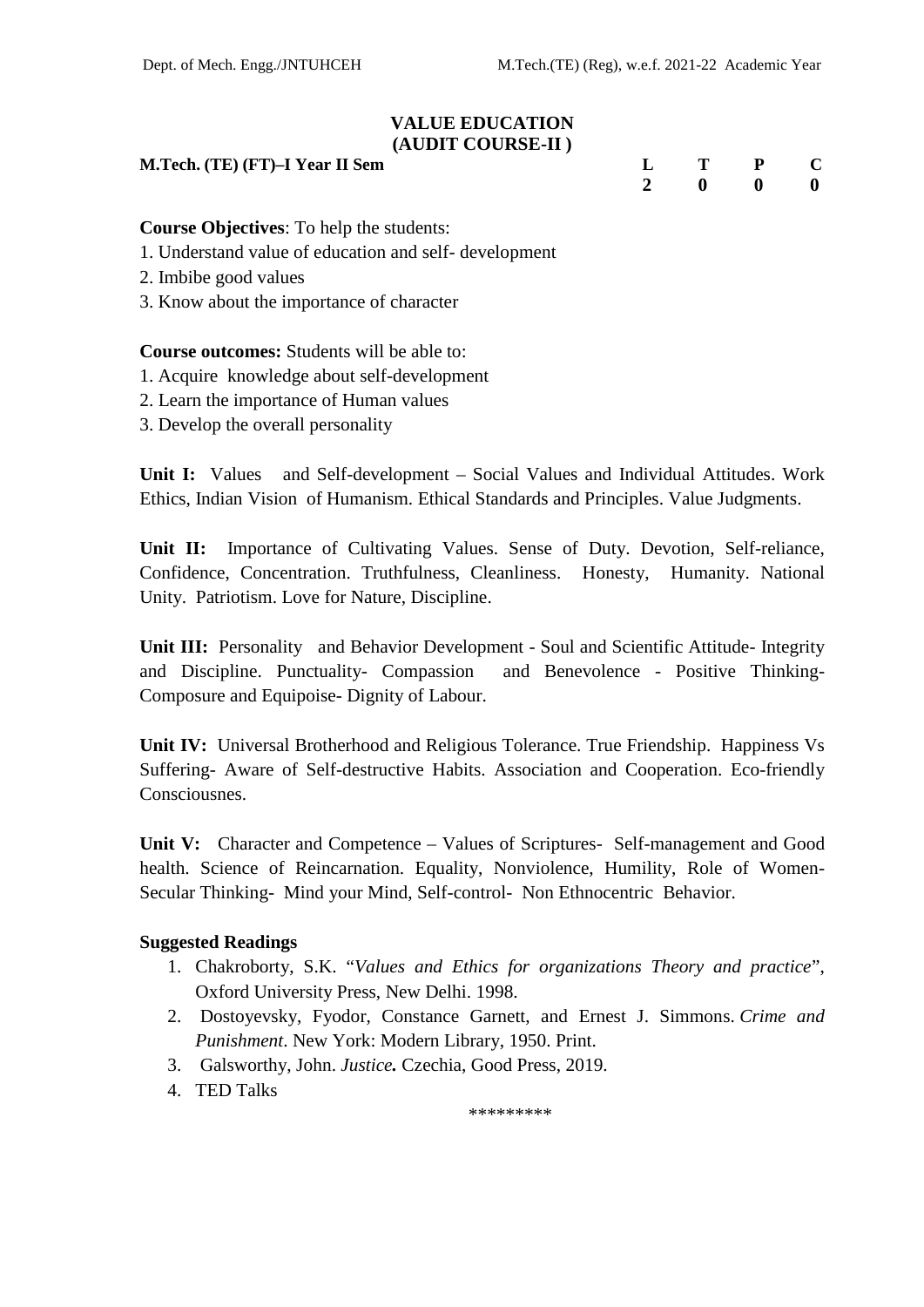# VALUE EDUCATION
## (AUDIT COURSE-II )

| **M.Tech. (TE) (FT)–I Year II Sem** | **L** | **T** | **P** | **C** |
|---|---|---|---|---|
| | **2** | **0** | **0** | **0** |

**Course Objectives**: To help the students:

1. Understand value of education and self- development
2. Imbibe good values
3. Know about the importance of character

**Course outcomes:** Students will be able to:

1. Acquire knowledge about self-development
2. Learn the importance of Human values
3. Develop the overall personality

**Unit I:** Values and Self-development – Social Values and Individual Attitudes. Work Ethics, Indian Vision of Humanism. Ethical Standards and Principles. Value Judgments.

**Unit II:** Importance of Cultivating Values. Sense of Duty. Devotion, Self-reliance, Confidence, Concentration. Truthfulness, Cleanliness. Honesty, Humanity. National Unity. Patriotism. Love for Nature, Discipline.

**Unit III:** Personality and Behavior Development - Soul and Scientific Attitude- Integrity and Discipline. Punctuality- Compassion and Benevolence - Positive Thinking- Composure and Equipoise- Dignity of Labour.

**Unit IV:** Universal Brotherhood and Religious Tolerance. True Friendship. Happiness Vs Suffering- Aware of Self-destructive Habits. Association and Cooperation. Eco-friendly Consciousnes.

**Unit V:** Character and Competence – Values of Scriptures- Self-management and Good health. Science of Reincarnation. Equality, Nonviolence, Humility, Role of Women- Secular Thinking- Mind your Mind, Self-control- Non Ethnocentric Behavior.

**Suggested Readings**

1. Chakroborty, S.K. "*Values and Ethics for organizations Theory and practice*", Oxford University Press, New Delhi. 1998.
2. Dostoyevsky, Fyodor, Constance Garnett, and Ernest J. Simmons. *Crime and Punishment*. New York: Modern Library, 1950. Print.
3. Galsworthy, John. *Justice.* Czechia, Good Press, 2019.
4. TED Talks

*********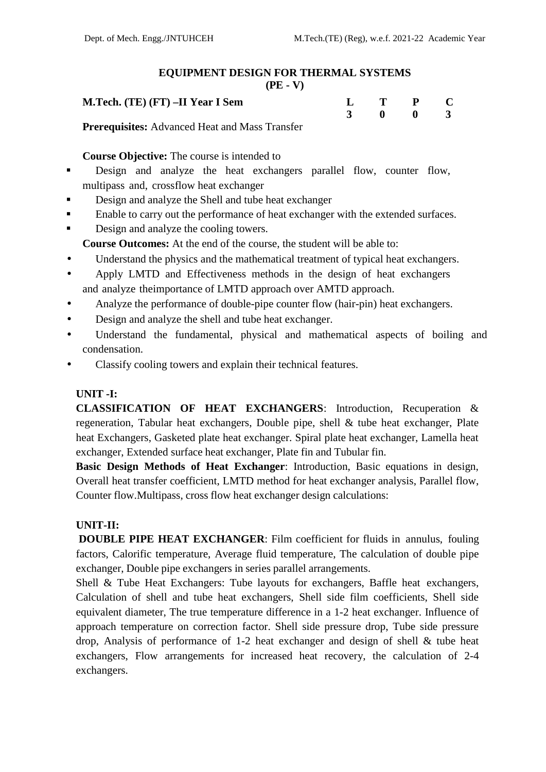# EQUIPMENT DESIGN FOR THERMAL SYSTEMS
## (PE - V)

**M.Tech. (TE) (FT) –II Year I Sem**

| L | T | P | C |
|---|---|---|---|
| 3 | 0 | 0 | 3 |

**Prerequisites:** Advanced Heat and Mass Transfer

**Course Objective:** The course is intended to

- Design and analyze the heat exchangers parallel flow, counter flow, multipass and, crossflow heat exchanger
- Design and analyze the Shell and tube heat exchanger
- Enable to carry out the performance of heat exchanger with the extended surfaces.
- Design and analyze the cooling towers.

**Course Outcomes:** At the end of the course, the student will be able to:

- Understand the physics and the mathematical treatment of typical heat exchangers.
- Apply LMTD and Effectiveness methods in the design of heat exchangers and analyze theimportance of LMTD approach over AMTD approach.
- Analyze the performance of double-pipe counter flow (hair-pin) heat exchangers.
- Design and analyze the shell and tube heat exchanger.
- Understand the fundamental, physical and mathematical aspects of boiling and condensation.
- Classify cooling towers and explain their technical features.

**UNIT -I:**

**CLASSIFICATION OF HEAT EXCHANGERS**: Introduction, Recuperation & regeneration, Tabular heat exchangers, Double pipe, shell & tube heat exchanger, Plate heat Exchangers, Gasketed plate heat exchanger. Spiral plate heat exchanger, Lamella heat exchanger, Extended surface heat exchanger, Plate fin and Tubular fin.

**Basic Design Methods of Heat Exchanger**: Introduction, Basic equations in design, Overall heat transfer coefficient, LMTD method for heat exchanger analysis, Parallel flow, Counter flow.Multipass, cross flow heat exchanger design calculations:

**UNIT-II:**

**DOUBLE PIPE HEAT EXCHANGER**: Film coefficient for fluids in annulus, fouling factors, Calorific temperature, Average fluid temperature, The calculation of double pipe exchanger, Double pipe exchangers in series parallel arrangements.

Shell & Tube Heat Exchangers: Tube layouts for exchangers, Baffle heat exchangers, Calculation of shell and tube heat exchangers, Shell side film coefficients, Shell side equivalent diameter, The true temperature difference in a 1-2 heat exchanger. Influence of approach temperature on correction factor. Shell side pressure drop, Tube side pressure drop, Analysis of performance of 1-2 heat exchanger and design of shell & tube heat exchangers, Flow arrangements for increased heat recovery, the calculation of 2-4 exchangers.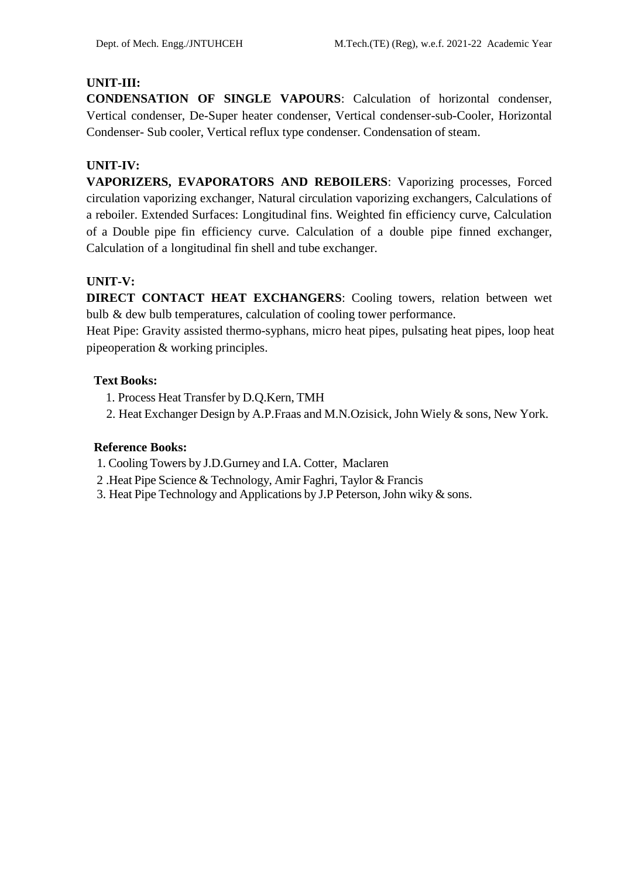**UNIT-III:**

**CONDENSATION OF SINGLE VAPOURS**: Calculation of horizontal condenser, Vertical condenser, De-Super heater condenser, Vertical condenser-sub-Cooler, Horizontal Condenser- Sub cooler, Vertical reflux type condenser. Condensation of steam.

**UNIT-IV:**

**VAPORIZERS, EVAPORATORS AND REBOILERS**: Vaporizing processes, Forced circulation vaporizing exchanger, Natural circulation vaporizing exchangers, Calculations of a reboiler. Extended Surfaces: Longitudinal fins. Weighted fin efficiency curve, Calculation of a Double pipe fin efficiency curve. Calculation of a double pipe finned exchanger, Calculation of a longitudinal fin shell and tube exchanger.

**UNIT-V:**

**DIRECT CONTACT HEAT EXCHANGERS**: Cooling towers, relation between wet bulb & dew bulb temperatures, calculation of cooling tower performance.

Heat Pipe: Gravity assisted thermo-syphans, micro heat pipes, pulsating heat pipes, loop heat pipeoperation & working principles.

**Text Books:**

1. Process Heat Transfer by D.Q.Kern, TMH
2. Heat Exchanger Design by A.P.Fraas and M.N.Ozisick, John Wiely & sons, New York.

**Reference Books:**

1. Cooling Towers by J.D.Gurney and I.A. Cotter, Maclaren
2. Heat Pipe Science & Technology, Amir Faghri, Taylor & Francis
3. Heat Pipe Technology and Applications by J.P Peterson, John wiky & sons.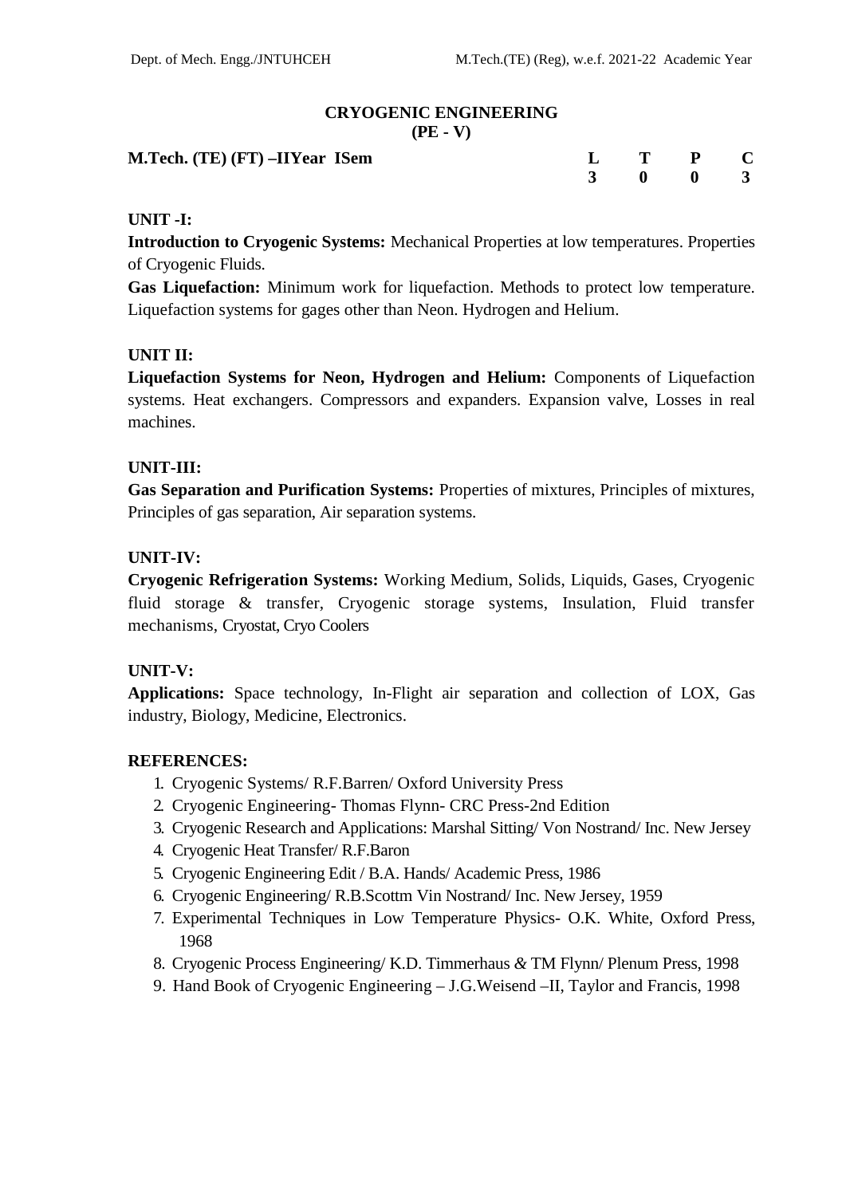# CRYOGENIC ENGINEERING
## (PE - V)

**M.Tech. (TE) (FT) –IIYear ISem**

| L | T | P | C |
|---|---|---|---|
| 3 | 0 | 0 | 3 |

**UNIT -I:**

**Introduction to Cryogenic Systems:** Mechanical Properties at low temperatures. Properties of Cryogenic Fluids.

**Gas Liquefaction:** Minimum work for liquefaction. Methods to protect low temperature. Liquefaction systems for gages other than Neon. Hydrogen and Helium.

**UNIT II:**

**Liquefaction Systems for Neon, Hydrogen and Helium:** Components of Liquefaction systems. Heat exchangers. Compressors and expanders. Expansion valve, Losses in real machines.

**UNIT-III:**

**Gas Separation and Purification Systems:** Properties of mixtures, Principles of mixtures, Principles of gas separation, Air separation systems.

**UNIT-IV:**

**Cryogenic Refrigeration Systems:** Working Medium, Solids, Liquids, Gases, Cryogenic fluid storage & transfer, Cryogenic storage systems, Insulation, Fluid transfer mechanisms, Cryostat, Cryo Coolers

**UNIT-V:**

**Applications:** Space technology, In-Flight air separation and collection of LOX, Gas industry, Biology, Medicine, Electronics.

**REFERENCES:**

1. Cryogenic Systems/ R.F.Barren/ Oxford University Press
2. Cryogenic Engineering- Thomas Flynn- CRC Press-2nd Edition
3. Cryogenic Research and Applications: Marshal Sitting/ Von Nostrand/ Inc. New Jersey
4. Cryogenic Heat Transfer/ R.F.Baron
5. Cryogenic Engineering Edit / B.A. Hands/ Academic Press, 1986
6. Cryogenic Engineering/ R.B.Scottm Vin Nostrand/ Inc. New Jersey, 1959
7. Experimental Techniques in Low Temperature Physics- O.K. White, Oxford Press, 1968
8. Cryogenic Process Engineering/ K.D. Timmerhaus & TM Flynn/ Plenum Press, 1998
9. Hand Book of Cryogenic Engineering – J.G.Weisend –II, Taylor and Francis, 1998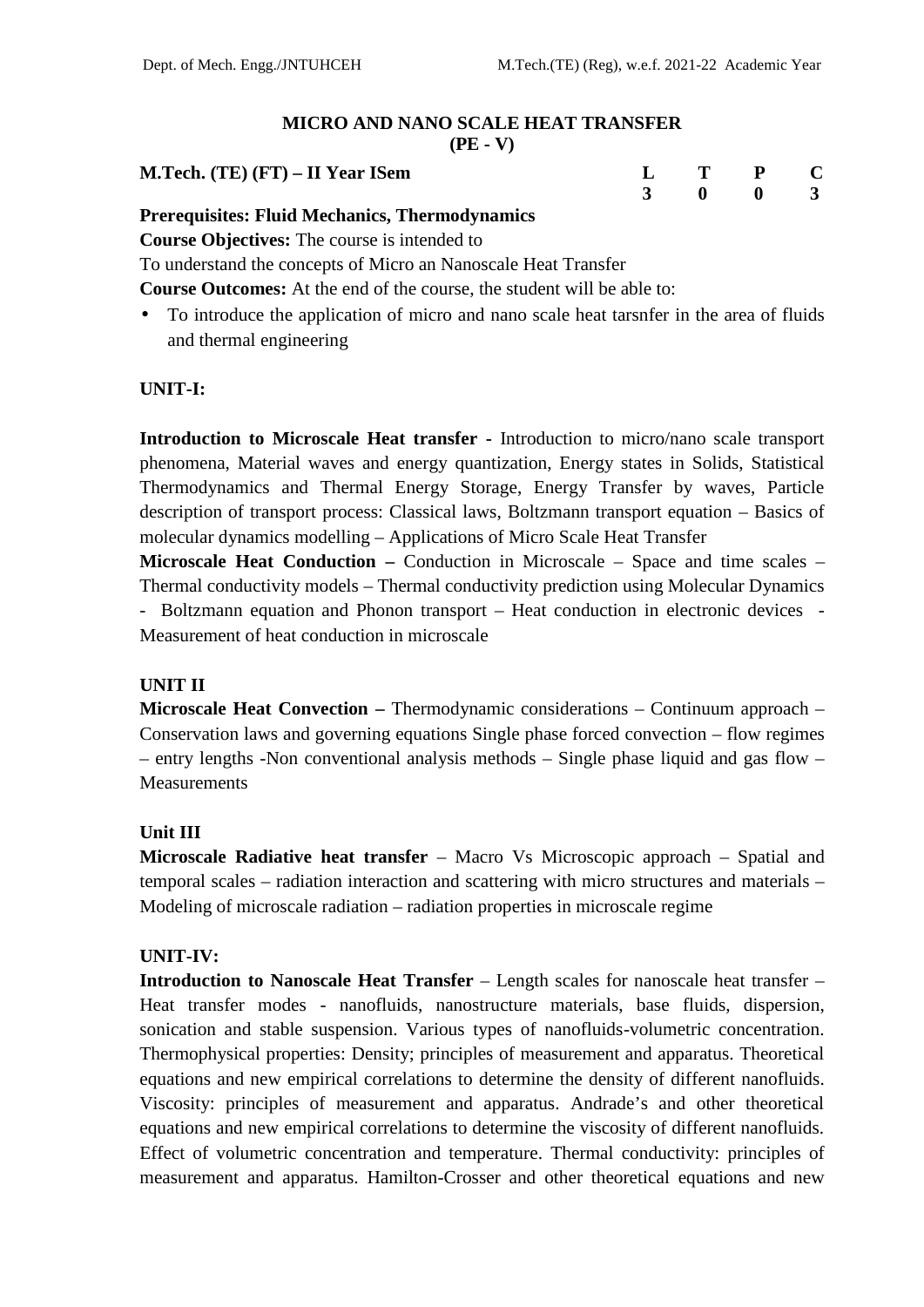# MICRO AND NANO SCALE HEAT TRANSFER
## (PE - V)

**M.Tech. (TE) (FT) – II Year ISem**

| L | T | P | C |
|---|---|---|---|
| 3 | 0 | 0 | 3 |

**Prerequisites: Fluid Mechanics, Thermodynamics**

**Course Objectives:** The course is intended to

To understand the concepts of Micro an Nanoscale Heat Transfer

**Course Outcomes:** At the end of the course, the student will be able to:

- To introduce the application of micro and nano scale heat tarsnfer in the area of fluids and thermal engineering

### UNIT-I:

**Introduction to Microscale Heat transfer -** Introduction to micro/nano scale transport phenomena, Material waves and energy quantization, Energy states in Solids, Statistical Thermodynamics and Thermal Energy Storage, Energy Transfer by waves, Particle description of transport process: Classical laws, Boltzmann transport equation – Basics of molecular dynamics modelling – Applications of Micro Scale Heat Transfer

**Microscale Heat Conduction –** Conduction in Microscale – Space and time scales – Thermal conductivity models – Thermal conductivity prediction using Molecular Dynamics - Boltzmann equation and Phonon transport – Heat conduction in electronic devices - Measurement of heat conduction in microscale

### UNIT II

**Microscale Heat Convection –** Thermodynamic considerations – Continuum approach – Conservation laws and governing equations Single phase forced convection – flow regimes – entry lengths -Non conventional analysis methods – Single phase liquid and gas flow – Measurements

### Unit III

**Microscale Radiative heat transfer** – Macro Vs Microscopic approach – Spatial and temporal scales – radiation interaction and scattering with micro structures and materials – Modeling of microscale radiation – radiation properties in microscale regime

### UNIT-IV:

**Introduction to Nanoscale Heat Transfer** – Length scales for nanoscale heat transfer – Heat transfer modes - nanofluids, nanostructure materials, base fluids, dispersion, sonication and stable suspension. Various types of nanofluids-volumetric concentration. Thermophysical properties: Density; principles of measurement and apparatus. Theoretical equations and new empirical correlations to determine the density of different nanofluids. Viscosity: principles of measurement and apparatus. Andrade's and other theoretical equations and new empirical correlations to determine the viscosity of different nanofluids. Effect of volumetric concentration and temperature. Thermal conductivity: principles of measurement and apparatus. Hamilton-Crosser and other theoretical equations and new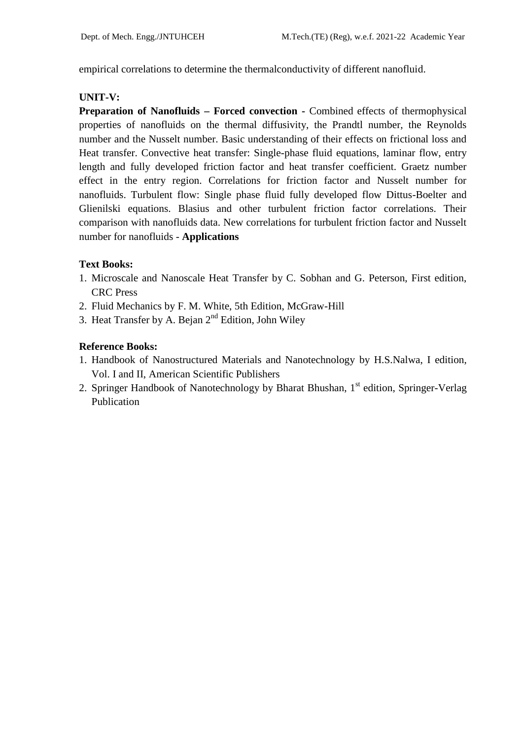empirical correlations to determine the thermalconductivity of different nanofluid.

**UNIT-V:**

**Preparation of Nanofluids – Forced convection -** Combined effects of thermophysical properties of nanofluids on the thermal diffusivity, the Prandtl number, the Reynolds number and the Nusselt number. Basic understanding of their effects on frictional loss and Heat transfer. Convective heat transfer: Single-phase fluid equations, laminar flow, entry length and fully developed friction factor and heat transfer coefficient. Graetz number effect in the entry region. Correlations for friction factor and Nusselt number for nanofluids. Turbulent flow: Single phase fluid fully developed flow Dittus-Boelter and Glienilski equations. Blasius and other turbulent friction factor correlations. Their comparison with nanofluids data. New correlations for turbulent friction factor and Nusselt number for nanofluids - **Applications**

**Text Books:**

1. Microscale and Nanoscale Heat Transfer by C. Sobhan and G. Peterson, First edition, CRC Press
2. Fluid Mechanics by F. M. White, 5th Edition, McGraw-Hill
3. Heat Transfer by A. Bejan 2nd Edition, John Wiley

**Reference Books:**

1. Handbook of Nanostructured Materials and Nanotechnology by H.S.Nalwa, I edition, Vol. I and II, American Scientific Publishers
2. Springer Handbook of Nanotechnology by Bharat Bhushan, 1st edition, Springer-Verlag Publication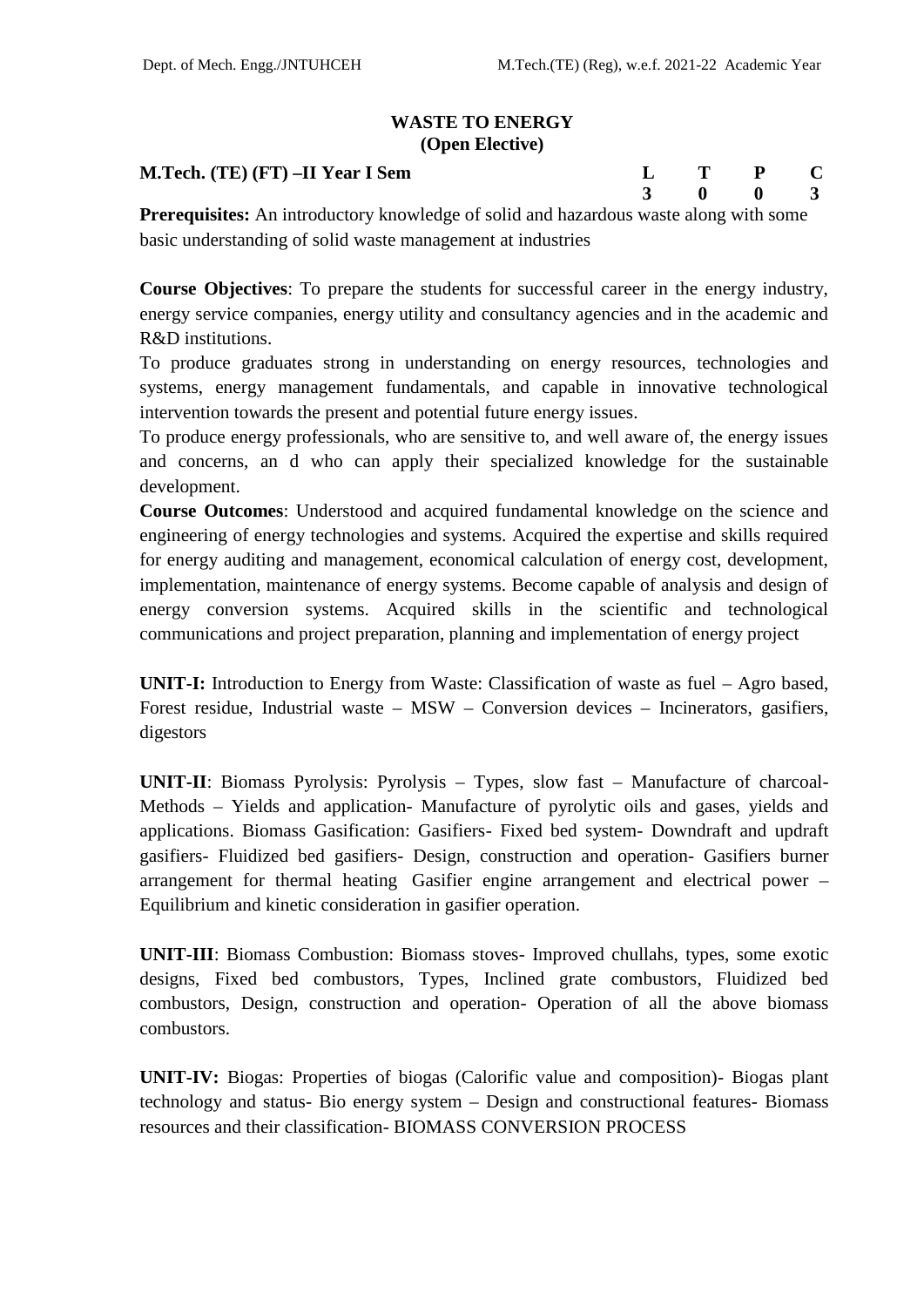## WASTE TO ENERGY
### (Open Elective)

**M.Tech. (TE) (FT) –II Year I Sem**

| L | T | P | C |
|---|---|---|---|
| 3 | 0 | 0 | 3 |

**Prerequisites:** An introductory knowledge of solid and hazardous waste along with some basic understanding of solid waste management at industries

**Course Objectives**: To prepare the students for successful career in the energy industry, energy service companies, energy utility and consultancy agencies and in the academic and R&D institutions.

To produce graduates strong in understanding on energy resources, technologies and systems, energy management fundamentals, and capable in innovative technological intervention towards the present and potential future energy issues.

To produce energy professionals, who are sensitive to, and well aware of, the energy issues and concerns, an d who can apply their specialized knowledge for the sustainable development.

**Course Outcomes**: Understood and acquired fundamental knowledge on the science and engineering of energy technologies and systems. Acquired the expertise and skills required for energy auditing and management, economical calculation of energy cost, development, implementation, maintenance of energy systems. Become capable of analysis and design of energy conversion systems. Acquired skills in the scientific and technological communications and project preparation, planning and implementation of energy project

**UNIT-I:** Introduction to Energy from Waste: Classification of waste as fuel – Agro based, Forest residue, Industrial waste – MSW – Conversion devices – Incinerators, gasifiers, digestors

**UNIT-II**: Biomass Pyrolysis: Pyrolysis – Types, slow fast – Manufacture of charcoal- Methods – Yields and application- Manufacture of pyrolytic oils and gases, yields and applications. Biomass Gasification: Gasifiers- Fixed bed system- Downdraft and updraft gasifiers- Fluidized bed gasifiers- Design, construction and operation- Gasifiers burner arrangement for thermal heating Gasifier engine arrangement and electrical power – Equilibrium and kinetic consideration in gasifier operation.

**UNIT-III**: Biomass Combustion: Biomass stoves- Improved chullahs, types, some exotic designs, Fixed bed combustors, Types, Inclined grate combustors, Fluidized bed combustors, Design, construction and operation- Operation of all the above biomass combustors.

**UNIT-IV:** Biogas: Properties of biogas (Calorific value and composition)- Biogas plant technology and status- Bio energy system – Design and constructional features- Biomass resources and their classification- BIOMASS CONVERSION PROCESS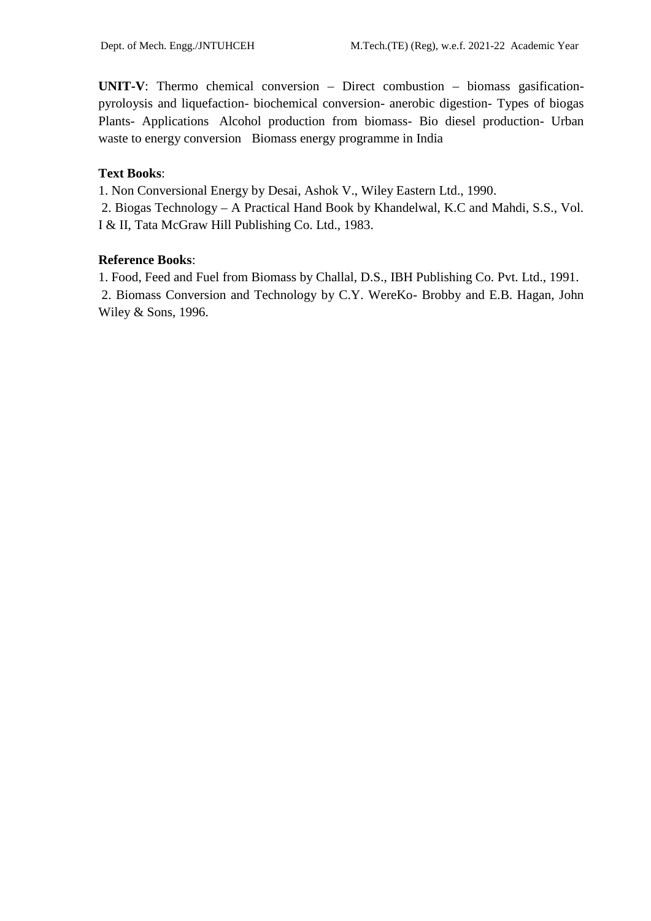**UNIT-V**: Thermo chemical conversion – Direct combustion – biomass gasification-pyroloysis and liquefaction- biochemical conversion- anerobic digestion- Types of biogas Plants- Applications Alcohol production from biomass- Bio diesel production- Urban waste to energy conversion Biomass energy programme in India

**Text Books**:

1. Non Conversional Energy by Desai, Ashok V., Wiley Eastern Ltd., 1990.
2. Biogas Technology – A Practical Hand Book by Khandelwal, K.C and Mahdi, S.S., Vol. I & II, Tata McGraw Hill Publishing Co. Ltd., 1983.

**Reference Books**:

1. Food, Feed and Fuel from Biomass by Challal, D.S., IBH Publishing Co. Pvt. Ltd., 1991.
2. Biomass Conversion and Technology by C.Y. WereKo- Brobby and E.B. Hagan, John Wiley & Sons, 1996.